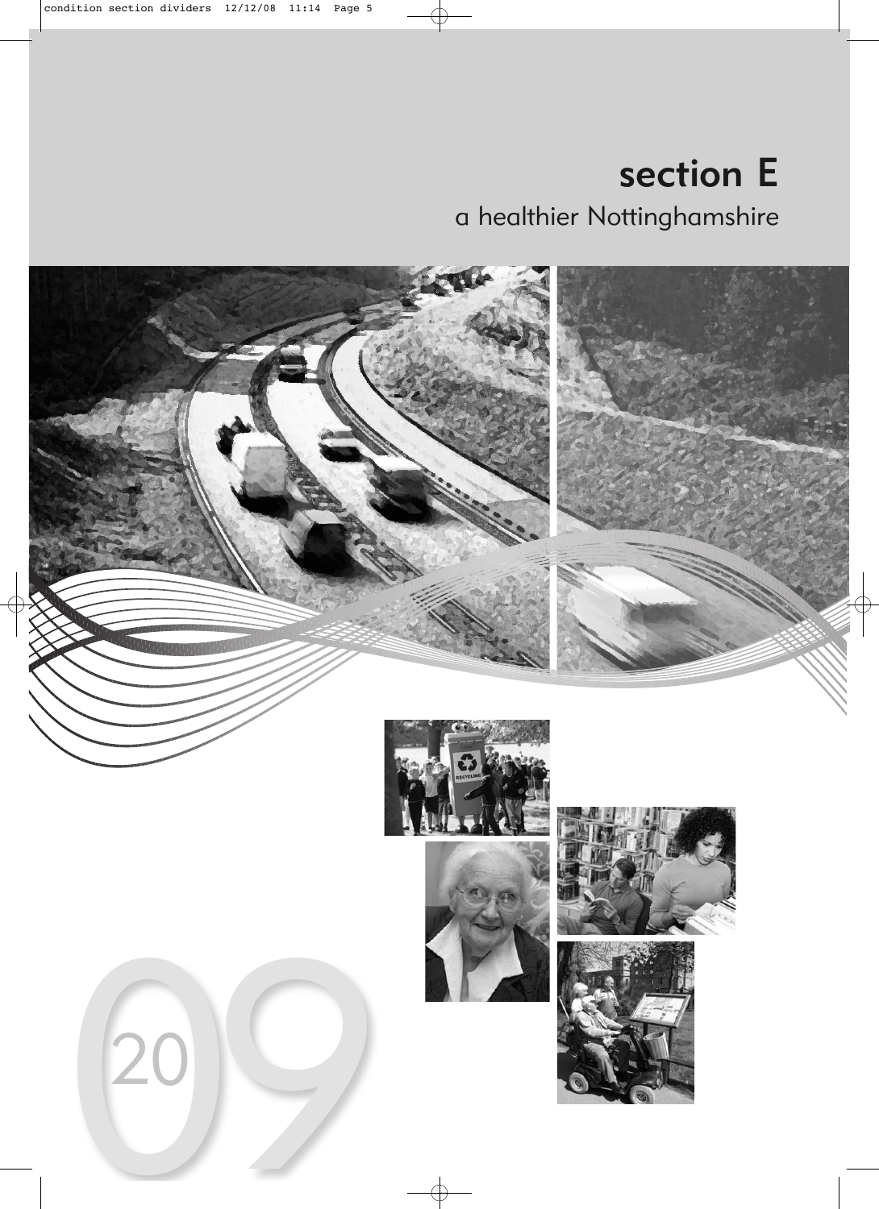# section E

## a healthier Nottinghamshire

2009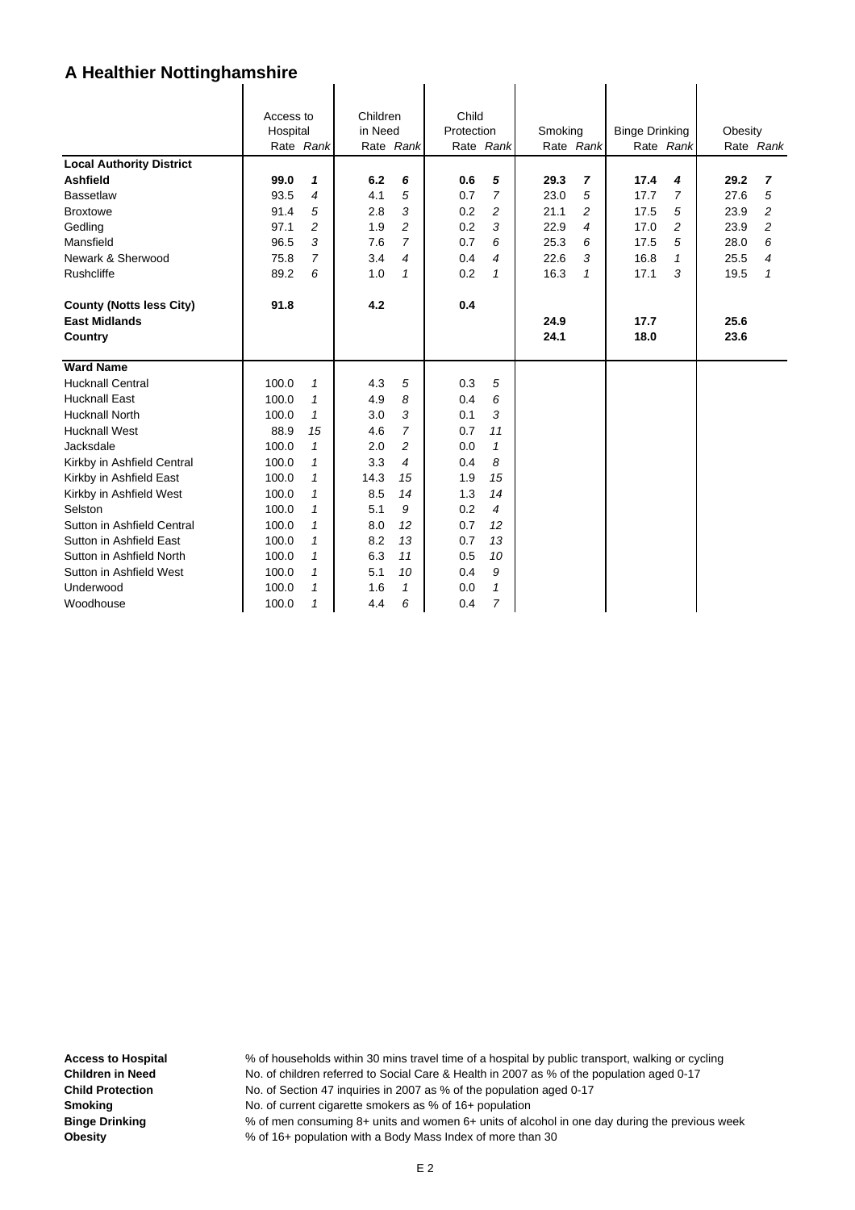# A Healthier Nottinghamshire

| | Access to Hospital | | Children in Need | | Child Protection | | Smoking | | Binge Drinking | | Obesity | |
|---|---|---|---|---|---|---|---|---|---|---|---|---|
| | Rate | *Rank* | Rate | *Rank* | Rate | *Rank* | Rate | *Rank* | Rate | *Rank* | Rate | *Rank* |
| **Local Authority District** | | | | | | | | | | | | |
| **Ashfield** | **99.0** | ***1*** | **6.2** | ***6*** | **0.6** | ***5*** | **29.3** | ***7*** | **17.4** | ***4*** | **29.2** | ***7*** |
| Bassetlaw | 93.5 | *4* | 4.1 | *5* | 0.7 | *7* | 23.0 | *5* | 17.7 | *7* | 27.6 | *5* |
| Broxtowe | 91.4 | *5* | 2.8 | *3* | 0.2 | *2* | 21.1 | *2* | 17.5 | *5* | 23.9 | *2* |
| Gedling | 97.1 | *2* | 1.9 | *2* | 0.2 | *3* | 22.9 | *4* | 17.0 | *2* | 23.9 | *2* |
| Mansfield | 96.5 | *3* | 7.6 | *7* | 0.7 | *6* | 25.3 | *6* | 17.5 | *5* | 28.0 | *6* |
| Newark & Sherwood | 75.8 | *7* | 3.4 | *4* | 0.4 | *4* | 22.6 | *3* | 16.8 | *1* | 25.5 | *4* |
| Rushcliffe | 89.2 | *6* | 1.0 | *1* | 0.2 | *1* | 16.3 | *1* | 17.1 | *3* | 19.5 | *1* |
| **County (Notts less City)** | **91.8** | | **4.2** | | **0.4** | | | | | | | |
| **East Midlands** | | | | | | | **24.9** | | **17.7** | | **25.6** | |
| **Country** | | | | | | | **24.1** | | **18.0** | | **23.6** | |
| **Ward Name** | | | | | | | | | | | | |
| Hucknall Central | 100.0 | *1* | 4.3 | *5* | 0.3 | *5* | | | | | | |
| Hucknall East | 100.0 | *1* | 4.9 | *8* | 0.4 | *6* | | | | | | |
| Hucknall North | 100.0 | *1* | 3.0 | *3* | 0.1 | *3* | | | | | | |
| Hucknall West | 88.9 | *15* | 4.6 | *7* | 0.7 | *11* | | | | | | |
| Jacksdale | 100.0 | *1* | 2.0 | *2* | 0.0 | *1* | | | | | | |
| Kirkby in Ashfield Central | 100.0 | *1* | 3.3 | *4* | 0.4 | *8* | | | | | | |
| Kirkby in Ashfield East | 100.0 | *1* | 14.3 | *15* | 1.9 | *15* | | | | | | |
| Kirkby in Ashfield West | 100.0 | *1* | 8.5 | *14* | 1.3 | *14* | | | | | | |
| Selston | 100.0 | *1* | 5.1 | *9* | 0.2 | *4* | | | | | | |
| Sutton in Ashfield Central | 100.0 | *1* | 8.0 | *12* | 0.7 | *12* | | | | | | |
| Sutton in Ashfield East | 100.0 | *1* | 8.2 | *13* | 0.7 | *13* | | | | | | |
| Sutton in Ashfield North | 100.0 | *1* | 6.3 | *11* | 0.5 | *10* | | | | | | |
| Sutton in Ashfield West | 100.0 | *1* | 5.1 | *10* | 0.4 | *9* | | | | | | |
| Underwood | 100.0 | *1* | 1.6 | *1* | 0.0 | *1* | | | | | | |
| Woodhouse | 100.0 | *1* | 4.4 | *6* | 0.4 | *7* | | | | | | |

**Access to Hospital** % of households within 30 mins travel time of a hospital by public transport, walking or cycling
**Children in Need** No. of children referred to Social Care & Health in 2007 as % of the population aged 0-17
**Child Protection** No. of Section 47 inquiries in 2007 as % of the population aged 0-17
**Smoking** No. of current cigarette smokers as % of 16+ population
**Binge Drinking** % of men consuming 8+ units and women 6+ units of alcohol in one day during the previous week
**Obesity** % of 16+ population with a Body Mass Index of more than 30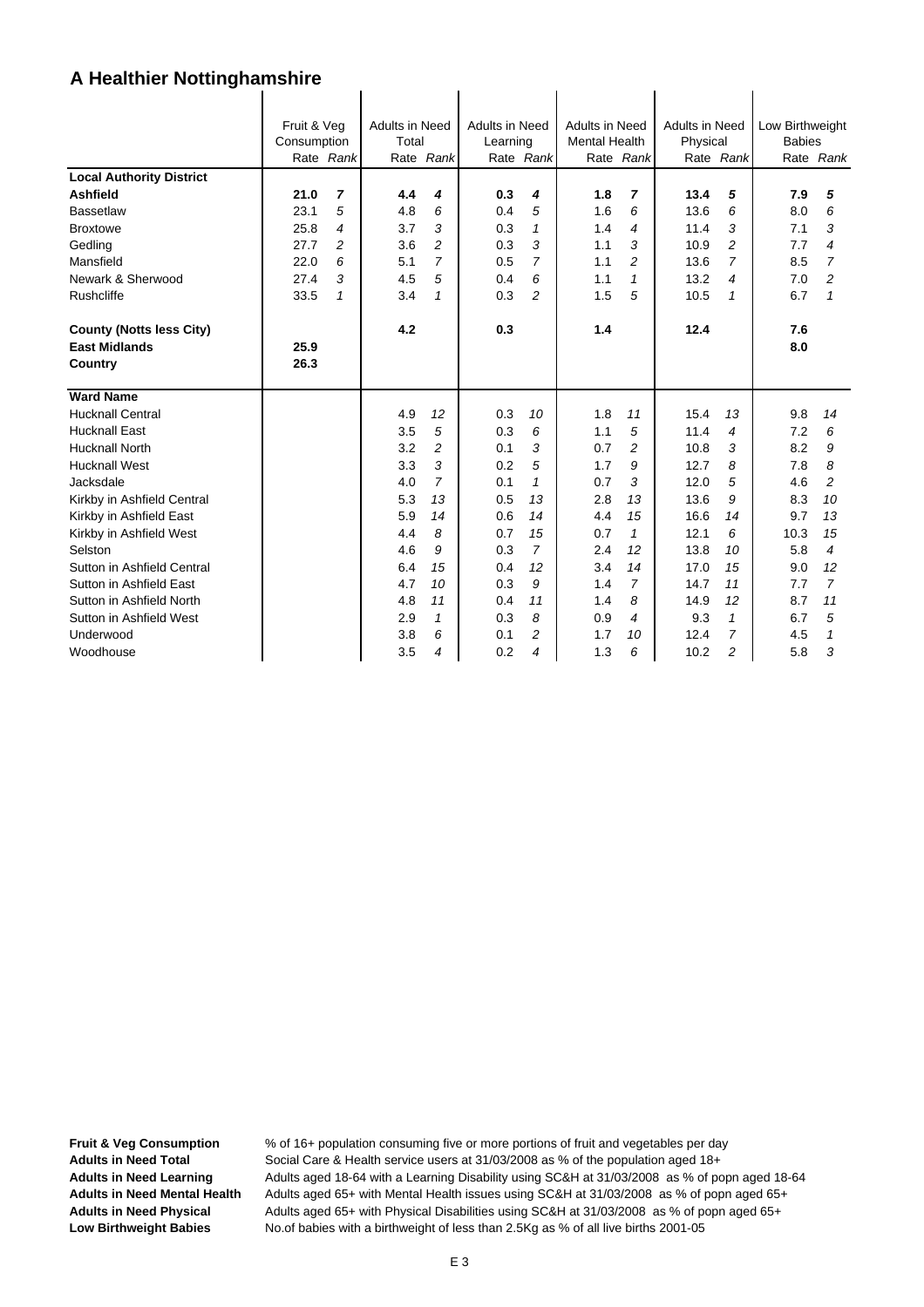# A Healthier Nottinghamshire

| | Fruit & Veg Consumption | | Adults in Need Total | | Adults in Need Learning | | Adults in Need Mental Health | | Adults in Need Physical | | Low Birthweight Babies | |
|---|---|---|---|---|---|---|---|---|---|---|---|---|
| | Rate | *Rank* | Rate | *Rank* | Rate | *Rank* | Rate | *Rank* | Rate | *Rank* | Rate | *Rank* |
| **Local Authority District** | | | | | | | | | | | | |
| **Ashfield** | **21.0** | ***7*** | **4.4** | ***4*** | **0.3** | ***4*** | **1.8** | ***7*** | **13.4** | ***5*** | **7.9** | ***5*** |
| Bassetlaw | 23.1 | *5* | 4.8 | *6* | 0.4 | *5* | 1.6 | *6* | 13.6 | *6* | 8.0 | *6* |
| Broxtowe | 25.8 | *4* | 3.7 | *3* | 0.3 | *1* | 1.4 | *4* | 11.4 | *3* | 7.1 | *3* |
| Gedling | 27.7 | *2* | 3.6 | *2* | 0.3 | *3* | 1.1 | *3* | 10.9 | *2* | 7.7 | *4* |
| Mansfield | 22.0 | *6* | 5.1 | *7* | 0.5 | *7* | 1.1 | *2* | 13.6 | *7* | 8.5 | *7* |
| Newark & Sherwood | 27.4 | *3* | 4.5 | *5* | 0.4 | *6* | 1.1 | *1* | 13.2 | *4* | 7.0 | *2* |
| Rushcliffe | 33.5 | *1* | 3.4 | *1* | 0.3 | *2* | 1.5 | *5* | 10.5 | *1* | 6.7 | *1* |
| **County (Notts less City)** | | | **4.2** | | **0.3** | | **1.4** | | **12.4** | | **7.6** | |
| **East Midlands** | **25.9** | | | | | | | | | | **8.0** | |
| **Country** | **26.3** | | | | | | | | | | | |
| **Ward Name** | | | | | | | | | | | | |
| Hucknall Central | | | 4.9 | *12* | 0.3 | *10* | 1.8 | *11* | 15.4 | *13* | 9.8 | *14* |
| Hucknall East | | | 3.5 | *5* | 0.3 | *6* | 1.1 | *5* | 11.4 | *4* | 7.2 | *6* |
| Hucknall North | | | 3.2 | *2* | 0.1 | *3* | 0.7 | *2* | 10.8 | *3* | 8.2 | *9* |
| Hucknall West | | | 3.3 | *3* | 0.2 | *5* | 1.7 | *9* | 12.7 | *8* | 7.8 | *8* |
| Jacksdale | | | 4.0 | *7* | 0.1 | *1* | 0.7 | *3* | 12.0 | *5* | 4.6 | *2* |
| Kirkby in Ashfield Central | | | 5.3 | *13* | 0.5 | *13* | 2.8 | *13* | 13.6 | *9* | 8.3 | *10* |
| Kirkby in Ashfield East | | | 5.9 | *14* | 0.6 | *14* | 4.4 | *15* | 16.6 | *14* | 9.7 | *13* |
| Kirkby in Ashfield West | | | 4.4 | *8* | 0.7 | *15* | 0.7 | *1* | 12.1 | *6* | 10.3 | *15* |
| Selston | | | 4.6 | *9* | 0.3 | *7* | 2.4 | *12* | 13.8 | *10* | 5.8 | *4* |
| Sutton in Ashfield Central | | | 6.4 | *15* | 0.4 | *12* | 3.4 | *14* | 17.0 | *15* | 9.0 | *12* |
| Sutton in Ashfield East | | | 4.7 | *10* | 0.3 | *9* | 1.4 | *7* | 14.7 | *11* | 7.7 | *7* |
| Sutton in Ashfield North | | | 4.8 | *11* | 0.4 | *11* | 1.4 | *8* | 14.9 | *12* | 8.7 | *11* |
| Sutton in Ashfield West | | | 2.9 | *1* | 0.3 | *8* | 0.9 | *4* | 9.3 | *1* | 6.7 | *5* |
| Underwood | | | 3.8 | *6* | 0.1 | *2* | 1.7 | *10* | 12.4 | *7* | 4.5 | *1* |
| Woodhouse | | | 3.5 | *4* | 0.2 | *4* | 1.3 | *6* | 10.2 | *2* | 5.8 | *3* |

**Fruit & Veg Consumption** % of 16+ population consuming five or more portions of fruit and vegetables per day
**Adults in Need Total** Social Care & Health service users at 31/03/2008 as % of the population aged 18+
**Adults in Need Learning** Adults aged 18-64 with a Learning Disability using SC&H at 31/03/2008 as % of popn aged 18-64
**Adults in Need Mental Health** Adults aged 65+ with Mental Health issues using SC&H at 31/03/2008 as % of popn aged 65+
**Adults in Need Physical** Adults aged 65+ with Physical Disabilities using SC&H at 31/03/2008 as % of popn aged 65+
**Low Birthweight Babies** No.of babies with a birthweight of less than 2.5Kg as % of all live births 2001-05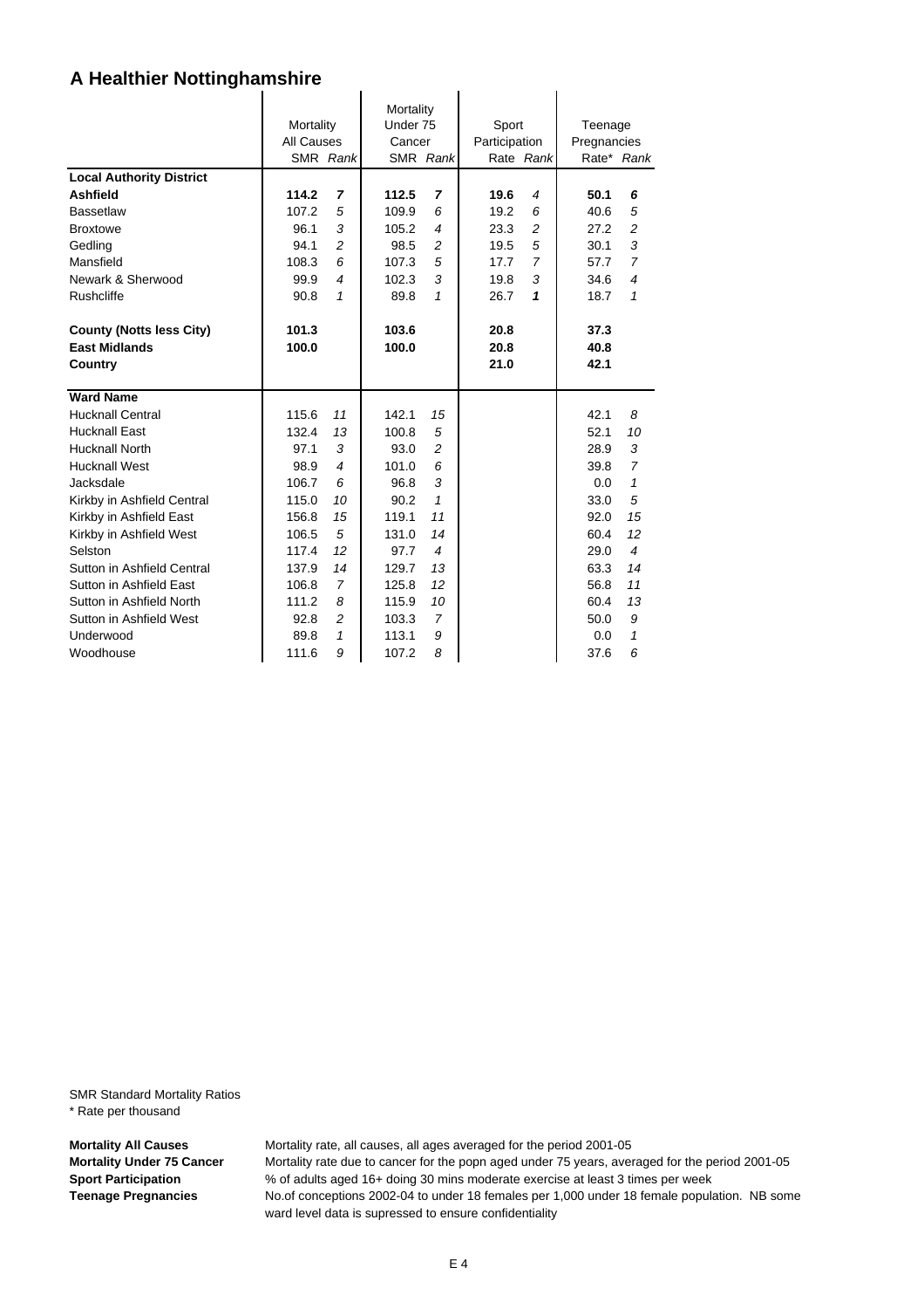# A Healthier Nottinghamshire

| | Mortality All Causes | | Mortality Under 75 Cancer | | Sport Participation | | Teenage Pregnancies | |
|---|---|---|---|---|---|---|---|---|
| | SMR | *Rank* | SMR | *Rank* | Rate | *Rank* | Rate* | *Rank* |
| **Local Authority District** | | | | | | | | |
| **Ashfield** | **114.2** | ***7*** | **112.5** | ***7*** | **19.6** | *4* | **50.1** | ***6*** |
| Bassetlaw | 107.2 | *5* | 109.9 | *6* | 19.2 | *6* | 40.6 | *5* |
| Broxtowe | 96.1 | *3* | 105.2 | *4* | 23.3 | *2* | 27.2 | *2* |
| Gedling | 94.1 | *2* | 98.5 | *2* | 19.5 | *5* | 30.1 | *3* |
| Mansfield | 108.3 | *6* | 107.3 | *5* | 17.7 | *7* | 57.7 | *7* |
| Newark & Sherwood | 99.9 | *4* | 102.3 | *3* | 19.8 | *3* | 34.6 | *4* |
| Rushcliffe | 90.8 | *1* | 89.8 | *1* | 26.7 | ***1*** | 18.7 | *1* |
| **County (Notts less City)** | **101.3** | | **103.6** | | **20.8** | | **37.3** | |
| **East Midlands** | **100.0** | | **100.0** | | **20.8** | | **40.8** | |
| **Country** | | | | | **21.0** | | **42.1** | |
| **Ward Name** | | | | | | | | |
| Hucknall Central | 115.6 | *11* | 142.1 | *15* | | | 42.1 | *8* |
| Hucknall East | 132.4 | *13* | 100.8 | *5* | | | 52.1 | *10* |
| Hucknall North | 97.1 | *3* | 93.0 | *2* | | | 28.9 | *3* |
| Hucknall West | 98.9 | *4* | 101.0 | *6* | | | 39.8 | *7* |
| Jacksdale | 106.7 | *6* | 96.8 | *3* | | | 0.0 | *1* |
| Kirkby in Ashfield Central | 115.0 | *10* | 90.2 | *1* | | | 33.0 | *5* |
| Kirkby in Ashfield East | 156.8 | *15* | 119.1 | *11* | | | 92.0 | *15* |
| Kirkby in Ashfield West | 106.5 | *5* | 131.0 | *14* | | | 60.4 | *12* |
| Selston | 117.4 | *12* | 97.7 | *4* | | | 29.0 | *4* |
| Sutton in Ashfield Central | 137.9 | *14* | 129.7 | *13* | | | 63.3 | *14* |
| Sutton in Ashfield East | 106.8 | *7* | 125.8 | *12* | | | 56.8 | *11* |
| Sutton in Ashfield North | 111.2 | *8* | 115.9 | *10* | | | 60.4 | *13* |
| Sutton in Ashfield West | 92.8 | *2* | 103.3 | *7* | | | 50.0 | *9* |
| Underwood | 89.8 | *1* | 113.1 | *9* | | | 0.0 | *1* |
| Woodhouse | 111.6 | *9* | 107.2 | *8* | | | 37.6 | *6* |

SMR Standard Mortality Ratios
\* Rate per thousand

**Mortality All Causes** Mortality rate, all causes, all ages averaged for the period 2001-05
**Mortality Under 75 Cancer** Mortality rate due to cancer for the popn aged under 75 years, averaged for the period 2001-05
**Sport Participation** % of adults aged 16+ doing 30 mins moderate exercise at least 3 times per week
**Teenage Pregnancies** No.of conceptions 2002-04 to under 18 females per 1,000 under 18 female population. NB some ward level data is supressed to ensure confidentiality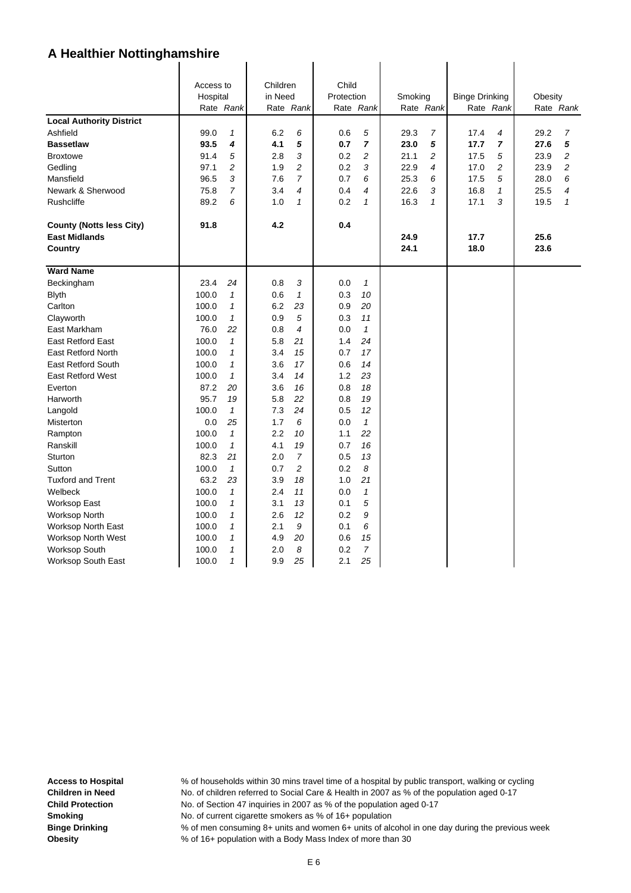# A Healthier Nottinghamshire

| | Access to Hospital | | Children in Need | | Child Protection | | Smoking | | Binge Drinking | | Obesity | |
|---|---|---|---|---|---|---|---|---|---|---|---|---|
| | Rate | *Rank* | Rate | *Rank* | Rate | *Rank* | Rate | *Rank* | Rate | *Rank* | Rate | *Rank* |
| **Local Authority District** | | | | | | | | | | | | |
| Ashfield | 99.0 | *1* | 6.2 | *6* | 0.6 | *5* | 29.3 | *7* | 17.4 | *4* | 29.2 | *7* |
| **Bassetlaw** | **93.5** | ***4*** | **4.1** | ***5*** | **0.7** | ***7*** | **23.0** | ***5*** | **17.7** | ***7*** | **27.6** | ***5*** |
| Broxtowe | 91.4 | *5* | 2.8 | *3* | 0.2 | *2* | 21.1 | *2* | 17.5 | *5* | 23.9 | *2* |
| Gedling | 97.1 | *2* | 1.9 | *2* | 0.2 | *3* | 22.9 | *4* | 17.0 | *2* | 23.9 | *2* |
| Mansfield | 96.5 | *3* | 7.6 | *7* | 0.7 | *6* | 25.3 | *6* | 17.5 | *5* | 28.0 | *6* |
| Newark & Sherwood | 75.8 | *7* | 3.4 | *4* | 0.4 | *4* | 22.6 | *3* | 16.8 | *1* | 25.5 | *4* |
| Rushcliffe | 89.2 | *6* | 1.0 | *1* | 0.2 | *1* | 16.3 | *1* | 17.1 | *3* | 19.5 | *1* |
| **County (Notts less City)** | **91.8** | | **4.2** | | **0.4** | | | | | | | |
| **East Midlands** | | | | | | | **24.9** | | **17.7** | | **25.6** | |
| **Country** | | | | | | | **24.1** | | **18.0** | | **23.6** | |
| **Ward Name** | | | | | | | | | | | | |
| Beckingham | 23.4 | *24* | 0.8 | *3* | 0.0 | *1* | | | | | | |
| Blyth | 100.0 | *1* | 0.6 | *1* | 0.3 | *10* | | | | | | |
| Carlton | 100.0 | *1* | 6.2 | *23* | 0.9 | *20* | | | | | | |
| Clayworth | 100.0 | *1* | 0.9 | *5* | 0.3 | *11* | | | | | | |
| East Markham | 76.0 | *22* | 0.8 | *4* | 0.0 | *1* | | | | | | |
| East Retford East | 100.0 | *1* | 5.8 | *21* | 1.4 | *24* | | | | | | |
| East Retford North | 100.0 | *1* | 3.4 | *15* | 0.7 | *17* | | | | | | |
| East Retford South | 100.0 | *1* | 3.6 | *17* | 0.6 | *14* | | | | | | |
| East Retford West | 100.0 | *1* | 3.4 | *14* | 1.2 | *23* | | | | | | |
| Everton | 87.2 | *20* | 3.6 | *16* | 0.8 | *18* | | | | | | |
| Harworth | 95.7 | *19* | 5.8 | *22* | 0.8 | *19* | | | | | | |
| Langold | 100.0 | *1* | 7.3 | *24* | 0.5 | *12* | | | | | | |
| Misterton | 0.0 | *25* | 1.7 | *6* | 0.0 | *1* | | | | | | |
| Rampton | 100.0 | *1* | 2.2 | *10* | 1.1 | *22* | | | | | | |
| Ranskill | 100.0 | *1* | 4.1 | *19* | 0.7 | *16* | | | | | | |
| Sturton | 82.3 | *21* | 2.0 | *7* | 0.5 | *13* | | | | | | |
| Sutton | 100.0 | *1* | 0.7 | *2* | 0.2 | *8* | | | | | | |
| Tuxford and Trent | 63.2 | *23* | 3.9 | *18* | 1.0 | *21* | | | | | | |
| Welbeck | 100.0 | *1* | 2.4 | *11* | 0.0 | *1* | | | | | | |
| Worksop East | 100.0 | *1* | 3.1 | *13* | 0.1 | *5* | | | | | | |
| Worksop North | 100.0 | *1* | 2.6 | *12* | 0.2 | *9* | | | | | | |
| Worksop North East | 100.0 | *1* | 2.1 | *9* | 0.1 | *6* | | | | | | |
| Worksop North West | 100.0 | *1* | 4.9 | *20* | 0.6 | *15* | | | | | | |
| Worksop South | 100.0 | *1* | 2.0 | *8* | 0.2 | *7* | | | | | | |
| Worksop South East | 100.0 | *1* | 9.9 | *25* | 2.1 | *25* | | | | | | |

**Access to Hospital** % of households within 30 mins travel time of a hospital by public transport, walking or cycling
**Children in Need** No. of children referred to Social Care & Health in 2007 as % of the population aged 0-17
**Child Protection** No. of Section 47 inquiries in 2007 as % of the population aged 0-17
**Smoking** No. of current cigarette smokers as % of 16+ population
**Binge Drinking** % of men consuming 8+ units and women 6+ units of alcohol in one day during the previous week
**Obesity** % of 16+ population with a Body Mass Index of more than 30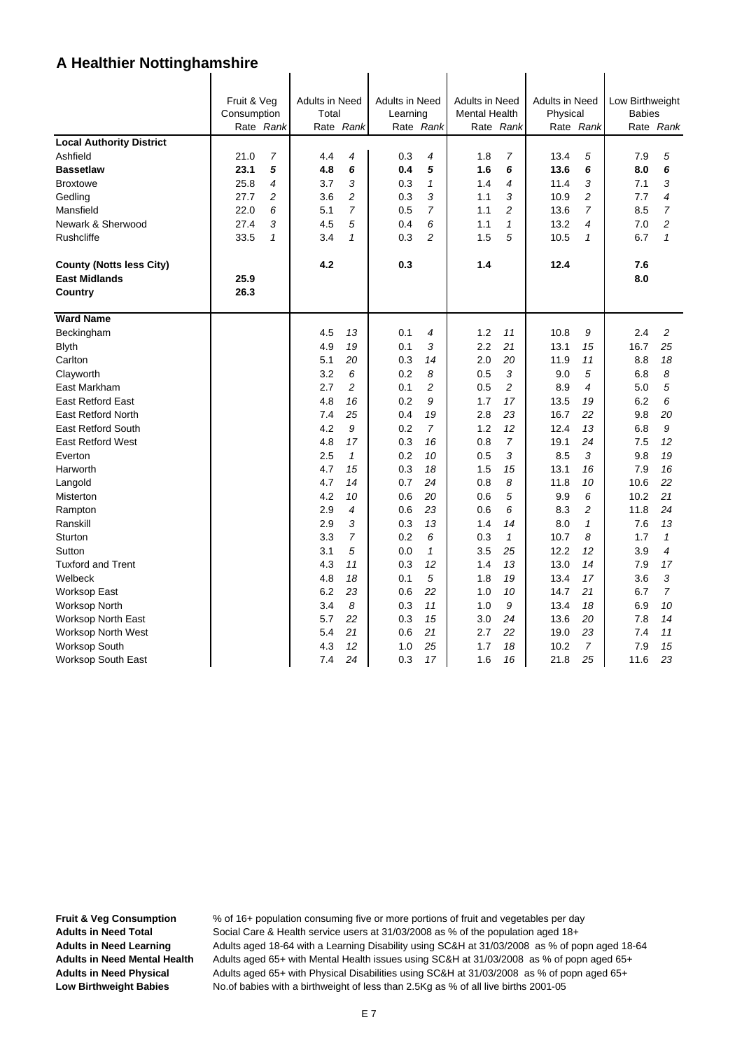# A Healthier Nottinghamshire

| | Fruit & Veg Consumption | | Adults in Need Total | | Adults in Need Learning | | Adults in Need Mental Health | | Adults in Need Physical | | Low Birthweight Babies | |
|---|---|---|---|---|---|---|---|---|---|---|---|---|
| | Rate | *Rank* | Rate | *Rank* | Rate | *Rank* | Rate | *Rank* | Rate | *Rank* | Rate | *Rank* |
| **Local Authority District** | | | | | | | | | | | | |
| Ashfield | 21.0 | *7* | 4.4 | *4* | 0.3 | *4* | 1.8 | *7* | 13.4 | *5* | 7.9 | *5* |
| **Bassetlaw** | **23.1** | ***5*** | **4.8** | ***6*** | **0.4** | ***5*** | **1.6** | ***6*** | **13.6** | ***6*** | **8.0** | ***6*** |
| Broxtowe | 25.8 | *4* | 3.7 | *3* | 0.3 | *1* | 1.4 | *4* | 11.4 | *3* | 7.1 | *3* |
| Gedling | 27.7 | *2* | 3.6 | *2* | 0.3 | *3* | 1.1 | *3* | 10.9 | *2* | 7.7 | *4* |
| Mansfield | 22.0 | *6* | 5.1 | *7* | 0.5 | *7* | 1.1 | *2* | 13.6 | *7* | 8.5 | *7* |
| Newark & Sherwood | 27.4 | *3* | 4.5 | *5* | 0.4 | *6* | 1.1 | *1* | 13.2 | *4* | 7.0 | *2* |
| Rushcliffe | 33.5 | *1* | 3.4 | *1* | 0.3 | *2* | 1.5 | *5* | 10.5 | *1* | 6.7 | *1* |
| **County (Notts less City)** | | | **4.2** | | **0.3** | | **1.4** | | **12.4** | | **7.6** | |
| **East Midlands** | **25.9** | | | | | | | | | | **8.0** | |
| **Country** | **26.3** | | | | | | | | | | | |
| **Ward Name** | | | | | | | | | | | | |
| Beckingham | | | 4.5 | *13* | 0.1 | *4* | 1.2 | *11* | 10.8 | *9* | 2.4 | *2* |
| Blyth | | | 4.9 | *19* | 0.1 | *3* | 2.2 | *21* | 13.1 | *15* | 16.7 | *25* |
| Carlton | | | 5.1 | *20* | 0.3 | *14* | 2.0 | *20* | 11.9 | *11* | 8.8 | *18* |
| Clayworth | | | 3.2 | *6* | 0.2 | *8* | 0.5 | *3* | 9.0 | *5* | 6.8 | *8* |
| East Markham | | | 2.7 | *2* | 0.1 | *2* | 0.5 | *2* | 8.9 | *4* | 5.0 | *5* |
| East Retford East | | | 4.8 | *16* | 0.2 | *9* | 1.7 | *17* | 13.5 | *19* | 6.2 | *6* |
| East Retford North | | | 7.4 | *25* | 0.4 | *19* | 2.8 | *23* | 16.7 | *22* | 9.8 | *20* |
| East Retford South | | | 4.2 | *9* | 0.2 | *7* | 1.2 | *12* | 12.4 | *13* | 6.8 | *9* |
| East Retford West | | | 4.8 | *17* | 0.3 | *16* | 0.8 | *7* | 19.1 | *24* | 7.5 | *12* |
| Everton | | | 2.5 | *1* | 0.2 | *10* | 0.5 | *3* | 8.5 | *3* | 9.8 | *19* |
| Harworth | | | 4.7 | *15* | 0.3 | *18* | 1.5 | *15* | 13.1 | *16* | 7.9 | *16* |
| Langold | | | 4.7 | *14* | 0.7 | *24* | 0.8 | *8* | 11.8 | *10* | 10.6 | *22* |
| Misterton | | | 4.2 | *10* | 0.6 | *20* | 0.6 | *5* | 9.9 | *6* | 10.2 | *21* |
| Rampton | | | 2.9 | *4* | 0.6 | *23* | 0.6 | *6* | 8.3 | *2* | 11.8 | *24* |
| Ranskill | | | 2.9 | *3* | 0.3 | *13* | 1.4 | *14* | 8.0 | *1* | 7.6 | *13* |
| Sturton | | | 3.3 | *7* | 0.2 | *6* | 0.3 | *1* | 10.7 | *8* | 1.7 | *1* |
| Sutton | | | 3.1 | *5* | 0.0 | *1* | 3.5 | *25* | 12.2 | *12* | 3.9 | *4* |
| Tuxford and Trent | | | 4.3 | *11* | 0.3 | *12* | 1.4 | *13* | 13.0 | *14* | 7.9 | *17* |
| Welbeck | | | 4.8 | *18* | 0.1 | *5* | 1.8 | *19* | 13.4 | *17* | 3.6 | *3* |
| Worksop East | | | 6.2 | *23* | 0.6 | *22* | 1.0 | *10* | 14.7 | *21* | 6.7 | *7* |
| Worksop North | | | 3.4 | *8* | 0.3 | *11* | 1.0 | *9* | 13.4 | *18* | 6.9 | *10* |
| Worksop North East | | | 5.7 | *22* | 0.3 | *15* | 3.0 | *24* | 13.6 | *20* | 7.8 | *14* |
| Worksop North West | | | 5.4 | *21* | 0.6 | *21* | 2.7 | *22* | 19.0 | *23* | 7.4 | *11* |
| Worksop South | | | 4.3 | *12* | 1.0 | *25* | 1.7 | *18* | 10.2 | *7* | 7.9 | *15* |
| Worksop South East | | | 7.4 | *24* | 0.3 | *17* | 1.6 | *16* | 21.8 | *25* | 11.6 | *23* |

**Fruit & Veg Consumption** % of 16+ population consuming five or more portions of fruit and vegetables per day
**Adults in Need Total** Social Care & Health service users at 31/03/2008 as % of the population aged 18+
**Adults in Need Learning** Adults aged 18-64 with a Learning Disability using SC&H at 31/03/2008 as % of popn aged 18-64
**Adults in Need Mental Health** Adults aged 65+ with Mental Health issues using SC&H at 31/03/2008 as % of popn aged 65+
**Adults in Need Physical** Adults aged 65+ with Physical Disabilities using SC&H at 31/03/2008 as % of popn aged 65+
**Low Birthweight Babies** No.of babies with a birthweight of less than 2.5Kg as % of all live births 2001-05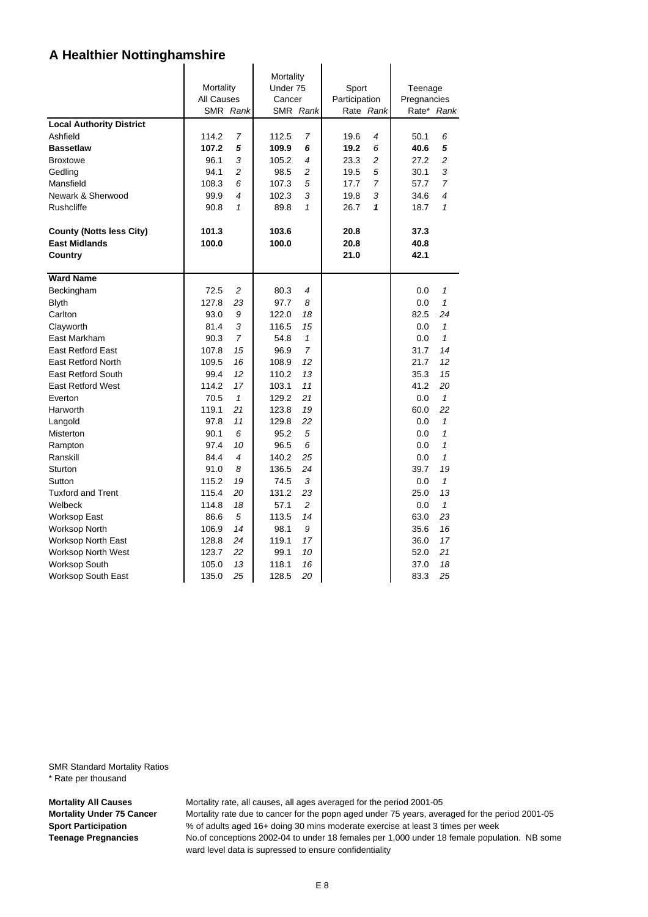# A Healthier Nottinghamshire

| | Mortality All Causes | | Mortality Under 75 Cancer | | Sport Participation | | Teenage Pregnancies | |
|---|---|---|---|---|---|---|---|---|
| | SMR | *Rank* | SMR | *Rank* | Rate | *Rank* | Rate* | *Rank* |
| **Local Authority District** | | | | | | | | |
| Ashfield | 114.2 | *7* | 112.5 | *7* | 19.6 | *4* | 50.1 | *6* |
| **Bassetlaw** | **107.2** | ***5*** | **109.9** | ***6*** | **19.2** | *6* | **40.6** | ***5*** |
| Broxtowe | 96.1 | *3* | 105.2 | *4* | 23.3 | *2* | 27.2 | *2* |
| Gedling | 94.1 | *2* | 98.5 | *2* | 19.5 | *5* | 30.1 | *3* |
| Mansfield | 108.3 | *6* | 107.3 | *5* | 17.7 | *7* | 57.7 | *7* |
| Newark & Sherwood | 99.9 | *4* | 102.3 | *3* | 19.8 | *3* | 34.6 | *4* |
| Rushcliffe | 90.8 | *1* | 89.8 | *1* | 26.7 | ***1*** | 18.7 | *1* |
| **County (Notts less City)** | **101.3** | | **103.6** | | **20.8** | | **37.3** | |
| **East Midlands** | **100.0** | | **100.0** | | **20.8** | | **40.8** | |
| **Country** | | | | | **21.0** | | **42.1** | |
| **Ward Name** | | | | | | | | |
| Beckingham | 72.5 | *2* | 80.3 | *4* | | | 0.0 | *1* |
| Blyth | 127.8 | *23* | 97.7 | *8* | | | 0.0 | *1* |
| Carlton | 93.0 | *9* | 122.0 | *18* | | | 82.5 | *24* |
| Clayworth | 81.4 | *3* | 116.5 | *15* | | | 0.0 | *1* |
| East Markham | 90.3 | *7* | 54.8 | *1* | | | 0.0 | *1* |
| East Retford East | 107.8 | *15* | 96.9 | *7* | | | 31.7 | *14* |
| East Retford North | 109.5 | *16* | 108.9 | *12* | | | 21.7 | *12* |
| East Retford South | 99.4 | *12* | 110.2 | *13* | | | 35.3 | *15* |
| East Retford West | 114.2 | *17* | 103.1 | *11* | | | 41.2 | *20* |
| Everton | 70.5 | *1* | 129.2 | *21* | | | 0.0 | *1* |
| Harworth | 119.1 | *21* | 123.8 | *19* | | | 60.0 | *22* |
| Langold | 97.8 | *11* | 129.8 | *22* | | | 0.0 | *1* |
| Misterton | 90.1 | *6* | 95.2 | *5* | | | 0.0 | *1* |
| Rampton | 97.4 | *10* | 96.5 | *6* | | | 0.0 | *1* |
| Ranskill | 84.4 | *4* | 140.2 | *25* | | | 0.0 | *1* |
| Sturton | 91.0 | *8* | 136.5 | *24* | | | 39.7 | *19* |
| Sutton | 115.2 | *19* | 74.5 | *3* | | | 0.0 | *1* |
| Tuxford and Trent | 115.4 | *20* | 131.2 | *23* | | | 25.0 | *13* |
| Welbeck | 114.8 | *18* | 57.1 | *2* | | | 0.0 | *1* |
| Worksop East | 86.6 | *5* | 113.5 | *14* | | | 63.0 | *23* |
| Worksop North | 106.9 | *14* | 98.1 | *9* | | | 35.6 | *16* |
| Worksop North East | 128.8 | *24* | 119.1 | *17* | | | 36.0 | *17* |
| Worksop North West | 123.7 | *22* | 99.1 | *10* | | | 52.0 | *21* |
| Worksop South | 105.0 | *13* | 118.1 | *16* | | | 37.0 | *18* |
| Worksop South East | 135.0 | *25* | 128.5 | *20* | | | 83.3 | *25* |

SMR Standard Mortality Ratios
* Rate per thousand

**Mortality All Causes** Mortality rate, all causes, all ages averaged for the period 2001-05
**Mortality Under 75 Cancer** Mortality rate due to cancer for the popn aged under 75 years, averaged for the period 2001-05
**Sport Participation** % of adults aged 16+ doing 30 mins moderate exercise at least 3 times per week
**Teenage Pregnancies** No.of conceptions 2002-04 to under 18 females per 1,000 under 18 female population. NB some ward level data is supressed to ensure confidentiality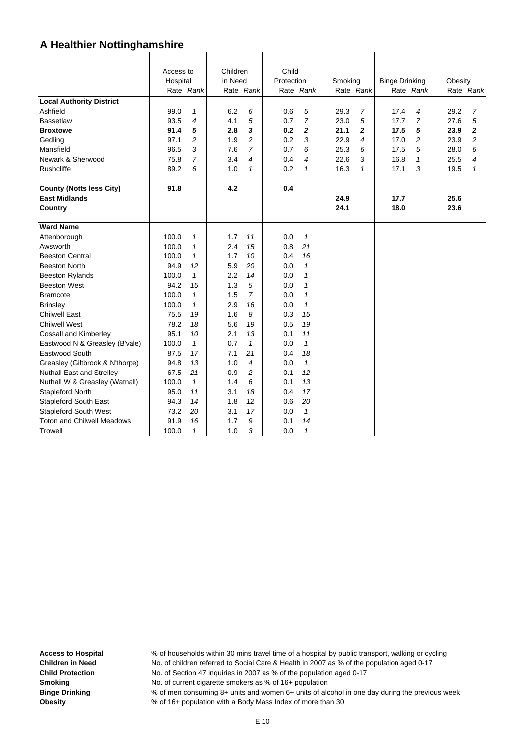# A Healthier Nottinghamshire

| | Access to Hospital | | Children in Need | | Child Protection | | Smoking | | Binge Drinking | | Obesity | |
|---|---|---|---|---|---|---|---|---|---|---|---|---|
| | Rate | *Rank* | Rate | *Rank* | Rate | *Rank* | Rate | *Rank* | Rate | *Rank* | Rate | *Rank* |
| **Local Authority District** | | | | | | | | | | | | |
| Ashfield | 99.0 | *1* | 6.2 | *6* | 0.6 | *5* | 29.3 | *7* | 17.4 | *4* | 29.2 | *7* |
| Bassetlaw | 93.5 | *4* | 4.1 | *5* | 0.7 | *7* | 23.0 | *5* | 17.7 | *7* | 27.6 | *5* |
| **Broxtowe** | **91.4** | ***5*** | **2.8** | ***3*** | **0.2** | ***2*** | **21.1** | ***2*** | **17.5** | ***5*** | **23.9** | ***2*** |
| Gedling | 97.1 | *2* | 1.9 | *2* | 0.2 | *3* | 22.9 | *4* | 17.0 | *2* | 23.9 | *2* |
| Mansfield | 96.5 | *3* | 7.6 | *7* | 0.7 | *6* | 25.3 | *6* | 17.5 | *5* | 28.0 | *6* |
| Newark & Sherwood | 75.8 | *7* | 3.4 | *4* | 0.4 | *4* | 22.6 | *3* | 16.8 | *1* | 25.5 | *4* |
| Rushcliffe | 89.2 | *6* | 1.0 | *1* | 0.2 | *1* | 16.3 | *1* | 17.1 | *3* | 19.5 | *1* |
| **County (Notts less City)** | **91.8** | | **4.2** | | **0.4** | | | | | | | |
| **East Midlands** | | | | | | | **24.9** | | **17.7** | | **25.6** | |
| **Country** | | | | | | | **24.1** | | **18.0** | | **23.6** | |
| **Ward Name** | | | | | | | | | | | | |
| Attenborough | 100.0 | *1* | 1.7 | *11* | 0.0 | *1* | | | | | | |
| Awsworth | 100.0 | *1* | 2.4 | *15* | 0.8 | *21* | | | | | | |
| Beeston Central | 100.0 | *1* | 1.7 | *10* | 0.4 | *16* | | | | | | |
| Beeston North | 94.9 | *12* | 5.9 | *20* | 0.0 | *1* | | | | | | |
| Beeston Rylands | 100.0 | *1* | 2.2 | *14* | 0.0 | *1* | | | | | | |
| Beeston West | 94.2 | *15* | 1.3 | *5* | 0.0 | *1* | | | | | | |
| Bramcote | 100.0 | *1* | 1.5 | *7* | 0.0 | *1* | | | | | | |
| Brinsley | 100.0 | *1* | 2.9 | *16* | 0.0 | *1* | | | | | | |
| Chilwell East | 75.5 | *19* | 1.6 | *8* | 0.3 | *15* | | | | | | |
| Chilwell West | 78.2 | *18* | 5.6 | *19* | 0.5 | *19* | | | | | | |
| Cossall and Kimberley | 95.1 | *10* | 2.1 | *13* | 0.1 | *11* | | | | | | |
| Eastwood N & Greasley (B'vale) | 100.0 | *1* | 0.7 | *1* | 0.0 | *1* | | | | | | |
| Eastwood South | 87.5 | *17* | 7.1 | *21* | 0.4 | *18* | | | | | | |
| Greasley (Giltbrook & N'thorpe) | 94.8 | *13* | 1.0 | *4* | 0.0 | *1* | | | | | | |
| Nuthall East and Strelley | 67.5 | *21* | 0.9 | *2* | 0.1 | *12* | | | | | | |
| Nuthall W & Greasley (Watnall) | 100.0 | *1* | 1.4 | *6* | 0.1 | *13* | | | | | | |
| Stapleford North | 95.0 | *11* | 3.1 | *18* | 0.4 | *17* | | | | | | |
| Stapleford South East | 94.3 | *14* | 1.8 | *12* | 0.6 | *20* | | | | | | |
| Stapleford South West | 73.2 | *20* | 3.1 | *17* | 0.0 | *1* | | | | | | |
| Toton and Chilwell Meadows | 91.9 | *16* | 1.7 | *9* | 0.1 | *14* | | | | | | |
| Trowell | 100.0 | *1* | 1.0 | *3* | 0.0 | *1* | | | | | | |

**Access to Hospital** — % of households within 30 mins travel time of a hospital by public transport, walking or cycling

**Children in Need** — No. of children referred to Social Care & Health in 2007 as % of the population aged 0-17

**Child Protection** — No. of Section 47 inquiries in 2007 as % of the population aged 0-17

**Smoking** — No. of current cigarette smokers as % of 16+ population

**Binge Drinking** — % of men consuming 8+ units and women 6+ units of alcohol in one day during the previous week

**Obesity** — % of 16+ population with a Body Mass Index of more than 30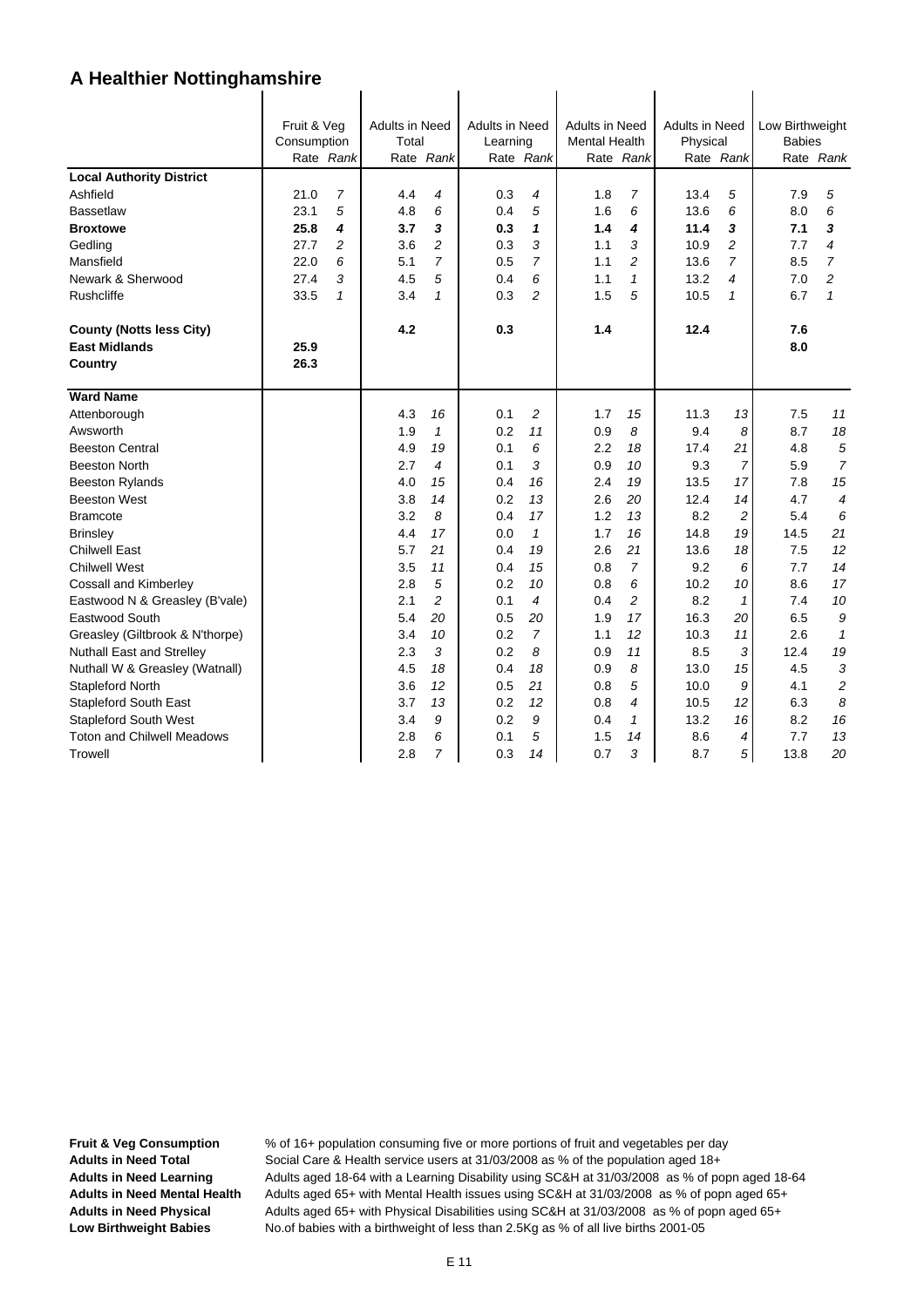# A Healthier Nottinghamshire

| | Fruit & Veg Consumption | | Adults in Need Total | | Adults in Need Learning | | Adults in Need Mental Health | | Adults in Need Physical | | Low Birthweight Babies | |
|---|---|---|---|---|---|---|---|---|---|---|---|---|
| | Rate | *Rank* | Rate | *Rank* | Rate | *Rank* | Rate | *Rank* | Rate | *Rank* | Rate | *Rank* |
| **Local Authority District** | | | | | | | | | | | | |
| Ashfield | 21.0 | *7* | 4.4 | *4* | 0.3 | *4* | 1.8 | *7* | 13.4 | *5* | 7.9 | *5* |
| Bassetlaw | 23.1 | *5* | 4.8 | *6* | 0.4 | *5* | 1.6 | *6* | 13.6 | *6* | 8.0 | *6* |
| **Broxtowe** | **25.8** | ***4*** | **3.7** | ***3*** | **0.3** | ***1*** | **1.4** | ***4*** | **11.4** | ***3*** | **7.1** | ***3*** |
| Gedling | 27.7 | *2* | 3.6 | *2* | 0.3 | *3* | 1.1 | *3* | 10.9 | *2* | 7.7 | *4* |
| Mansfield | 22.0 | *6* | 5.1 | *7* | 0.5 | *7* | 1.1 | *2* | 13.6 | *7* | 8.5 | *7* |
| Newark & Sherwood | 27.4 | *3* | 4.5 | *5* | 0.4 | *6* | 1.1 | *1* | 13.2 | *4* | 7.0 | *2* |
| Rushcliffe | 33.5 | *1* | 3.4 | *1* | 0.3 | *2* | 1.5 | *5* | 10.5 | *1* | 6.7 | *1* |
| **County (Notts less City)** | | | **4.2** | | **0.3** | | **1.4** | | **12.4** | | **7.6** | |
| **East Midlands** | **25.9** | | | | | | | | | | **8.0** | |
| **Country** | **26.3** | | | | | | | | | | | |
| **Ward Name** | | | | | | | | | | | | |
| Attenborough | | | 4.3 | *16* | 0.1 | *2* | 1.7 | *15* | 11.3 | *13* | 7.5 | *11* |
| Awsworth | | | 1.9 | *1* | 0.2 | *11* | 0.9 | *8* | 9.4 | *8* | 8.7 | *18* |
| Beeston Central | | | 4.9 | *19* | 0.1 | *6* | 2.2 | *18* | 17.4 | *21* | 4.8 | *5* |
| Beeston North | | | 2.7 | *4* | 0.1 | *3* | 0.9 | *10* | 9.3 | *7* | 5.9 | *7* |
| Beeston Rylands | | | 4.0 | *15* | 0.4 | *16* | 2.4 | *19* | 13.5 | *17* | 7.8 | *15* |
| Beeston West | | | 3.8 | *14* | 0.2 | *13* | 2.6 | *20* | 12.4 | *14* | 4.7 | *4* |
| Bramcote | | | 3.2 | *8* | 0.4 | *17* | 1.2 | *13* | 8.2 | *2* | 5.4 | *6* |
| Brinsley | | | 4.4 | *17* | 0.0 | *1* | 1.7 | *16* | 14.8 | *19* | 14.5 | *21* |
| Chilwell East | | | 5.7 | *21* | 0.4 | *19* | 2.6 | *21* | 13.6 | *18* | 7.5 | *12* |
| Chilwell West | | | 3.5 | *11* | 0.4 | *15* | 0.8 | *7* | 9.2 | *6* | 7.7 | *14* |
| Cossall and Kimberley | | | 2.8 | *5* | 0.2 | *10* | 0.8 | *6* | 10.2 | *10* | 8.6 | *17* |
| Eastwood N & Greasley (B'vale) | | | 2.1 | *2* | 0.1 | *4* | 0.4 | *2* | 8.2 | *1* | 7.4 | *10* |
| Eastwood South | | | 5.4 | *20* | 0.5 | *20* | 1.9 | *17* | 16.3 | *20* | 6.5 | *9* |
| Greasley (Giltbrook & N'thorpe) | | | 3.4 | *10* | 0.2 | *7* | 1.1 | *12* | 10.3 | *11* | 2.6 | *1* |
| Nuthall East and Strelley | | | 2.3 | *3* | 0.2 | *8* | 0.9 | *11* | 8.5 | *3* | 12.4 | *19* |
| Nuthall W & Greasley (Watnall) | | | 4.5 | *18* | 0.4 | *18* | 0.9 | *8* | 13.0 | *15* | 4.5 | *3* |
| Stapleford North | | | 3.6 | *12* | 0.5 | *21* | 0.8 | *5* | 10.0 | *9* | 4.1 | *2* |
| Stapleford South East | | | 3.7 | *13* | 0.2 | *12* | 0.8 | *4* | 10.5 | *12* | 6.3 | *8* |
| Stapleford South West | | | 3.4 | *9* | 0.2 | *9* | 0.4 | *1* | 13.2 | *16* | 8.2 | *16* |
| Toton and Chilwell Meadows | | | 2.8 | *6* | 0.1 | *5* | 1.5 | *14* | 8.6 | *4* | 7.7 | *13* |
| Trowell | | | 2.8 | *7* | 0.3 | *14* | 0.7 | *3* | 8.7 | *5* | 13.8 | *20* |

**Fruit & Veg Consumption** % of 16+ population consuming five or more portions of fruit and vegetables per day
**Adults in Need Total** Social Care & Health service users at 31/03/2008 as % of the population aged 18+
**Adults in Need Learning** Adults aged 18-64 with a Learning Disability using SC&H at 31/03/2008 as % of popn aged 18-64
**Adults in Need Mental Health** Adults aged 65+ with Mental Health issues using SC&H at 31/03/2008 as % of popn aged 65+
**Adults in Need Physical** Adults aged 65+ with Physical Disabilities using SC&H at 31/03/2008 as % of popn aged 65+
**Low Birthweight Babies** No.of babies with a birthweight of less than 2.5Kg as % of all live births 2001-05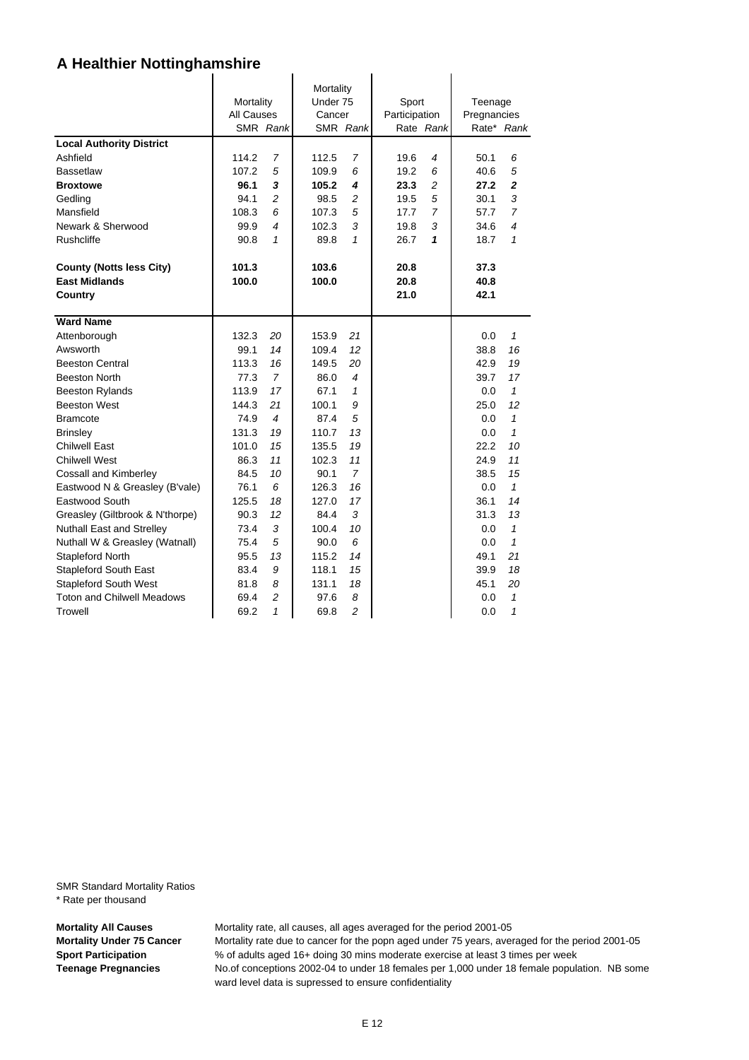# A Healthier Nottinghamshire

| | Mortality All Causes SMR | *Rank* | Mortality Under 75 Cancer SMR | *Rank* | Sport Participation Rate | *Rank* | Teenage Pregnancies Rate* | *Rank* |
|---|---|---|---|---|---|---|---|---|
| **Local Authority District** | | | | | | | | |
| Ashfield | 114.2 | *7* | 112.5 | *7* | 19.6 | *4* | 50.1 | *6* |
| Bassetlaw | 107.2 | *5* | 109.9 | *6* | 19.2 | *6* | 40.6 | *5* |
| **Broxtowe** | **96.1** | ***3*** | **105.2** | ***4*** | **23.3** | *2* | **27.2** | ***2*** |
| Gedling | 94.1 | *2* | 98.5 | *2* | 19.5 | *5* | 30.1 | *3* |
| Mansfield | 108.3 | *6* | 107.3 | *5* | 17.7 | *7* | 57.7 | *7* |
| Newark & Sherwood | 99.9 | *4* | 102.3 | *3* | 19.8 | *3* | 34.6 | *4* |
| Rushcliffe | 90.8 | *1* | 89.8 | *1* | 26.7 | ***1*** | 18.7 | *1* |
| **County (Notts less City)** | **101.3** | | **103.6** | | **20.8** | | **37.3** | |
| **East Midlands** | **100.0** | | **100.0** | | **20.8** | | **40.8** | |
| **Country** | | | | | **21.0** | | **42.1** | |
| **Ward Name** | | | | | | | | |
| Attenborough | 132.3 | *20* | 153.9 | *21* | | | 0.0 | *1* |
| Awsworth | 99.1 | *14* | 109.4 | *12* | | | 38.8 | *16* |
| Beeston Central | 113.3 | *16* | 149.5 | *20* | | | 42.9 | *19* |
| Beeston North | 77.3 | *7* | 86.0 | *4* | | | 39.7 | *17* |
| Beeston Rylands | 113.9 | *17* | 67.1 | *1* | | | 0.0 | *1* |
| Beeston West | 144.3 | *21* | 100.1 | *9* | | | 25.0 | *12* |
| Bramcote | 74.9 | *4* | 87.4 | *5* | | | 0.0 | *1* |
| Brinsley | 131.3 | *19* | 110.7 | *13* | | | 0.0 | *1* |
| Chilwell East | 101.0 | *15* | 135.5 | *19* | | | 22.2 | *10* |
| Chilwell West | 86.3 | *11* | 102.3 | *11* | | | 24.9 | *11* |
| Cossall and Kimberley | 84.5 | *10* | 90.1 | *7* | | | 38.5 | *15* |
| Eastwood N & Greasley (B'vale) | 76.1 | *6* | 126.3 | *16* | | | 0.0 | *1* |
| Eastwood South | 125.5 | *18* | 127.0 | *17* | | | 36.1 | *14* |
| Greasley (Giltbrook & N'thorpe) | 90.3 | *12* | 84.4 | *3* | | | 31.3 | *13* |
| Nuthall East and Strelley | 73.4 | *3* | 100.4 | *10* | | | 0.0 | *1* |
| Nuthall W & Greasley (Watnall) | 75.4 | *5* | 90.0 | *6* | | | 0.0 | *1* |
| Stapleford North | 95.5 | *13* | 115.2 | *14* | | | 49.1 | *21* |
| Stapleford South East | 83.4 | *9* | 118.1 | *15* | | | 39.9 | *18* |
| Stapleford South West | 81.8 | *8* | 131.1 | *18* | | | 45.1 | *20* |
| Toton and Chilwell Meadows | 69.4 | *2* | 97.6 | *8* | | | 0.0 | *1* |
| Trowell | 69.2 | *1* | 69.8 | *2* | | | 0.0 | *1* |

SMR Standard Mortality Ratios
* Rate per thousand

**Mortality All Causes** Mortality rate, all causes, all ages averaged for the period 2001-05
**Mortality Under 75 Cancer** Mortality rate due to cancer for the popn aged under 75 years, averaged for the period 2001-05
**Sport Participation** % of adults aged 16+ doing 30 mins moderate exercise at least 3 times per week
**Teenage Pregnancies** No.of conceptions 2002-04 to under 18 females per 1,000 under 18 female population. NB some ward level data is supressed to ensure confidentiality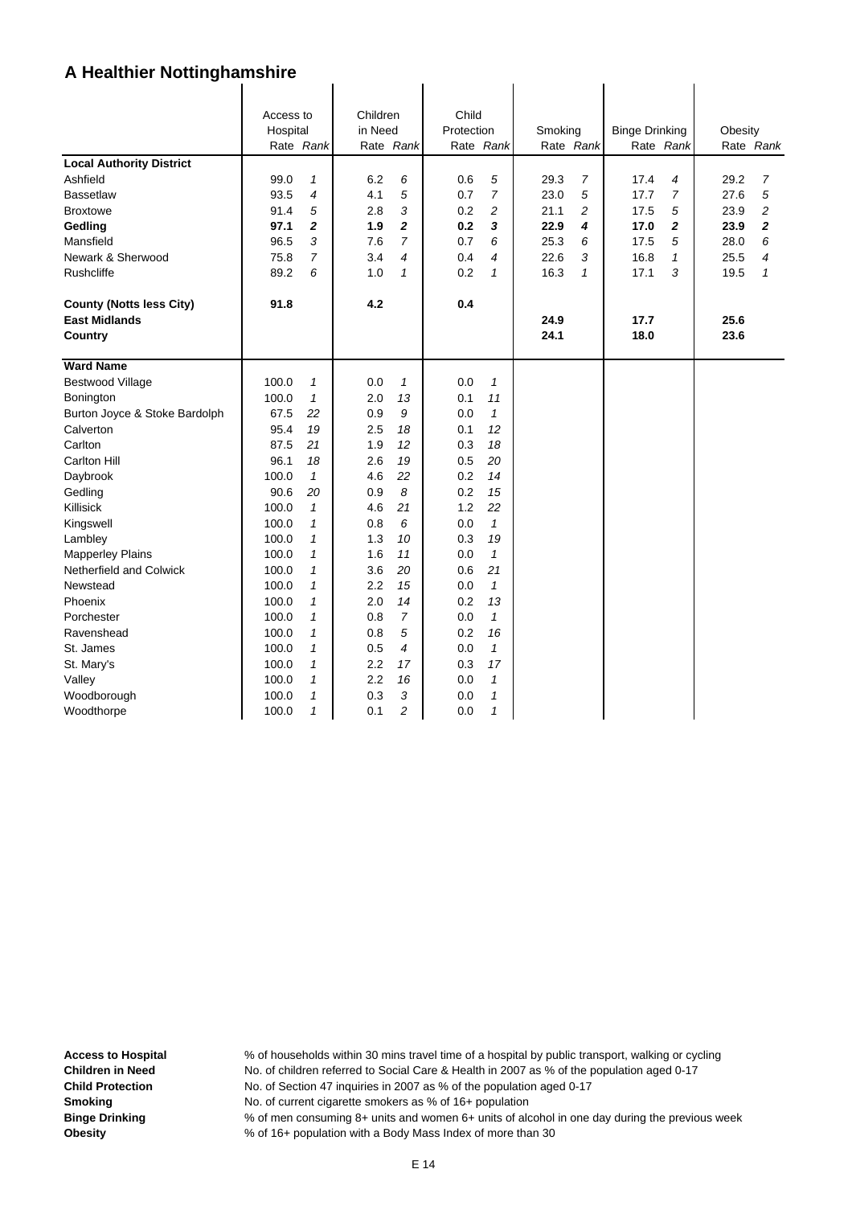# A Healthier Nottinghamshire

| | Access to Hospital | | Children in Need | | Child Protection | | Smoking | | Binge Drinking | | Obesity | |
|---|---|---|---|---|---|---|---|---|---|---|---|---|
| | Rate | *Rank* | Rate | *Rank* | Rate | *Rank* | Rate | *Rank* | Rate | *Rank* | Rate | *Rank* |
| **Local Authority District** | | | | | | | | | | | | |
| Ashfield | 99.0 | *1* | 6.2 | *6* | 0.6 | *5* | 29.3 | *7* | 17.4 | *4* | 29.2 | *7* |
| Bassetlaw | 93.5 | *4* | 4.1 | *5* | 0.7 | *7* | 23.0 | *5* | 17.7 | *7* | 27.6 | *5* |
| Broxtowe | 91.4 | *5* | 2.8 | *3* | 0.2 | *2* | 21.1 | *2* | 17.5 | *5* | 23.9 | *2* |
| **Gedling** | **97.1** | ***2*** | **1.9** | ***2*** | **0.2** | ***3*** | **22.9** | ***4*** | **17.0** | ***2*** | **23.9** | ***2*** |
| Mansfield | 96.5 | *3* | 7.6 | *7* | 0.7 | *6* | 25.3 | *6* | 17.5 | *5* | 28.0 | *6* |
| Newark & Sherwood | 75.8 | *7* | 3.4 | *4* | 0.4 | *4* | 22.6 | *3* | 16.8 | *1* | 25.5 | *4* |
| Rushcliffe | 89.2 | *6* | 1.0 | *1* | 0.2 | *1* | 16.3 | *1* | 17.1 | *3* | 19.5 | *1* |
| **County (Notts less City)** | **91.8** | | **4.2** | | **0.4** | | | | | | | |
| **East Midlands** | | | | | | | **24.9** | | **17.7** | | **25.6** | |
| **Country** | | | | | | | **24.1** | | **18.0** | | **23.6** | |
| **Ward Name** | | | | | | | | | | | | |
| Bestwood Village | 100.0 | *1* | 0.0 | *1* | 0.0 | *1* | | | | | | |
| Bonington | 100.0 | *1* | 2.0 | *13* | 0.1 | *11* | | | | | | |
| Burton Joyce & Stoke Bardolph | 67.5 | *22* | 0.9 | *9* | 0.0 | *1* | | | | | | |
| Calverton | 95.4 | *19* | 2.5 | *18* | 0.1 | *12* | | | | | | |
| Carlton | 87.5 | *21* | 1.9 | *12* | 0.3 | *18* | | | | | | |
| Carlton Hill | 96.1 | *18* | 2.6 | *19* | 0.5 | *20* | | | | | | |
| Daybrook | 100.0 | *1* | 4.6 | *22* | 0.2 | *14* | | | | | | |
| Gedling | 90.6 | *20* | 0.9 | *8* | 0.2 | *15* | | | | | | |
| Killisick | 100.0 | *1* | 4.6 | *21* | 1.2 | *22* | | | | | | |
| Kingswell | 100.0 | *1* | 0.8 | *6* | 0.0 | *1* | | | | | | |
| Lambley | 100.0 | *1* | 1.3 | *10* | 0.3 | *19* | | | | | | |
| Mapperley Plains | 100.0 | *1* | 1.6 | *11* | 0.0 | *1* | | | | | | |
| Netherfield and Colwick | 100.0 | *1* | 3.6 | *20* | 0.6 | *21* | | | | | | |
| Newstead | 100.0 | *1* | 2.2 | *15* | 0.0 | *1* | | | | | | |
| Phoenix | 100.0 | *1* | 2.0 | *14* | 0.2 | *13* | | | | | | |
| Porchester | 100.0 | *1* | 0.8 | *7* | 0.0 | *1* | | | | | | |
| Ravenshead | 100.0 | *1* | 0.8 | *5* | 0.2 | *16* | | | | | | |
| St. James | 100.0 | *1* | 0.5 | *4* | 0.0 | *1* | | | | | | |
| St. Mary's | 100.0 | *1* | 2.2 | *17* | 0.3 | *17* | | | | | | |
| Valley | 100.0 | *1* | 2.2 | *16* | 0.0 | *1* | | | | | | |
| Woodborough | 100.0 | *1* | 0.3 | *3* | 0.0 | *1* | | | | | | |
| Woodthorpe | 100.0 | *1* | 0.1 | *2* | 0.0 | *1* | | | | | | |

**Access to Hospital** % of households within 30 mins travel time of a hospital by public transport, walking or cycling
**Children in Need** No. of children referred to Social Care & Health in 2007 as % of the population aged 0-17
**Child Protection** No. of Section 47 inquiries in 2007 as % of the population aged 0-17
**Smoking** No. of current cigarette smokers as % of 16+ population
**Binge Drinking** % of men consuming 8+ units and women 6+ units of alcohol in one day during the previous week
**Obesity** % of 16+ population with a Body Mass Index of more than 30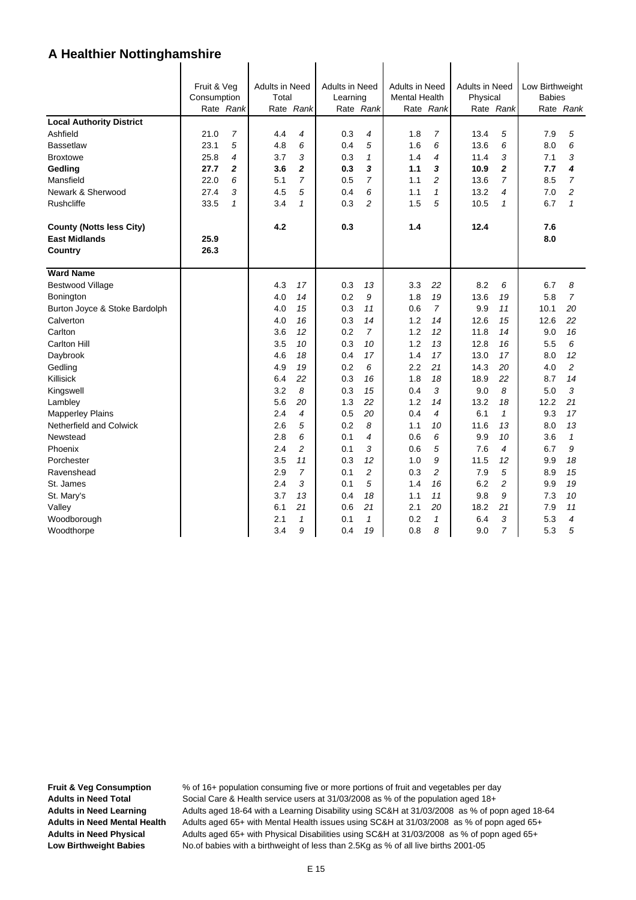# A Healthier Nottinghamshire

| | Fruit & Veg Consumption | | Adults in Need Total | | Adults in Need Learning | | Adults in Need Mental Health | | Adults in Need Physical | | Low Birthweight Babies | |
|---|---|---|---|---|---|---|---|---|---|---|---|---|
| | Rate | *Rank* | Rate | *Rank* | Rate | *Rank* | Rate | *Rank* | Rate | *Rank* | Rate | *Rank* |
| **Local Authority District** | | | | | | | | | | | | |
| Ashfield | 21.0 | *7* | 4.4 | *4* | 0.3 | *4* | 1.8 | *7* | 13.4 | *5* | 7.9 | *5* |
| Bassetlaw | 23.1 | *5* | 4.8 | *6* | 0.4 | *5* | 1.6 | *6* | 13.6 | *6* | 8.0 | *6* |
| Broxtowe | 25.8 | *4* | 3.7 | *3* | 0.3 | *1* | 1.4 | *4* | 11.4 | *3* | 7.1 | *3* |
| **Gedling** | **27.7** | ***2*** | **3.6** | ***2*** | **0.3** | ***3*** | **1.1** | ***3*** | **10.9** | ***2*** | **7.7** | ***4*** |
| Mansfield | 22.0 | *6* | 5.1 | *7* | 0.5 | *7* | 1.1 | *2* | 13.6 | *7* | 8.5 | *7* |
| Newark & Sherwood | 27.4 | *3* | 4.5 | *5* | 0.4 | *6* | 1.1 | *1* | 13.2 | *4* | 7.0 | *2* |
| Rushcliffe | 33.5 | *1* | 3.4 | *1* | 0.3 | *2* | 1.5 | *5* | 10.5 | *1* | 6.7 | *1* |
| **County (Notts less City)** | | | **4.2** | | **0.3** | | **1.4** | | **12.4** | | **7.6** | |
| **East Midlands** | **25.9** | | | | | | | | | | **8.0** | |
| **Country** | **26.3** | | | | | | | | | | | |
| **Ward Name** | | | | | | | | | | | | |
| Bestwood Village | | | 4.3 | *17* | 0.3 | *13* | 3.3 | *22* | 8.2 | *6* | 6.7 | *8* |
| Bonington | | | 4.0 | *14* | 0.2 | *9* | 1.8 | *19* | 13.6 | *19* | 5.8 | *7* |
| Burton Joyce & Stoke Bardolph | | | 4.0 | *15* | 0.3 | *11* | 0.6 | *7* | 9.9 | *11* | 10.1 | *20* |
| Calverton | | | 4.0 | *16* | 0.3 | *14* | 1.2 | *14* | 12.6 | *15* | 12.6 | *22* |
| Carlton | | | 3.6 | *12* | 0.2 | *7* | 1.2 | *12* | 11.8 | *14* | 9.0 | *16* |
| Carlton Hill | | | 3.5 | *10* | 0.3 | *10* | 1.2 | *13* | 12.8 | *16* | 5.5 | *6* |
| Daybrook | | | 4.6 | *18* | 0.4 | *17* | 1.4 | *17* | 13.0 | *17* | 8.0 | *12* |
| Gedling | | | 4.9 | *19* | 0.2 | *6* | 2.2 | *21* | 14.3 | *20* | 4.0 | *2* |
| Killisick | | | 6.4 | *22* | 0.3 | *16* | 1.8 | *18* | 18.9 | *22* | 8.7 | *14* |
| Kingswell | | | 3.2 | *8* | 0.3 | *15* | 0.4 | *3* | 9.0 | *8* | 5.0 | *3* |
| Lambley | | | 5.6 | *20* | 1.3 | *22* | 1.2 | *14* | 13.2 | *18* | 12.2 | *21* |
| Mapperley Plains | | | 2.4 | *4* | 0.5 | *20* | 0.4 | *4* | 6.1 | *1* | 9.3 | *17* |
| Netherfield and Colwick | | | 2.6 | *5* | 0.2 | *8* | 1.1 | *10* | 11.6 | *13* | 8.0 | *13* |
| Newstead | | | 2.8 | *6* | 0.1 | *4* | 0.6 | *6* | 9.9 | *10* | 3.6 | *1* |
| Phoenix | | | 2.4 | *2* | 0.1 | *3* | 0.6 | *5* | 7.6 | *4* | 6.7 | *9* |
| Porchester | | | 3.5 | *11* | 0.3 | *12* | 1.0 | *9* | 11.5 | *12* | 9.9 | *18* |
| Ravenshead | | | 2.9 | *7* | 0.1 | *2* | 0.3 | *2* | 7.9 | *5* | 8.9 | *15* |
| St. James | | | 2.4 | *3* | 0.1 | *5* | 1.4 | *16* | 6.2 | *2* | 9.9 | *19* |
| St. Mary's | | | 3.7 | *13* | 0.4 | *18* | 1.1 | *11* | 9.8 | *9* | 7.3 | *10* |
| Valley | | | 6.1 | *21* | 0.6 | *21* | 2.1 | *20* | 18.2 | *21* | 7.9 | *11* |
| Woodborough | | | 2.1 | *1* | 0.1 | *1* | 0.2 | *1* | 6.4 | *3* | 5.3 | *4* |
| Woodthorpe | | | 3.4 | *9* | 0.4 | *19* | 0.8 | *8* | 9.0 | *7* | 5.3 | *5* |

**Fruit & Veg Consumption** % of 16+ population consuming five or more portions of fruit and vegetables per day
**Adults in Need Total** Social Care & Health service users at 31/03/2008 as % of the population aged 18+
**Adults in Need Learning** Adults aged 18-64 with a Learning Disability using SC&H at 31/03/2008 as % of popn aged 18-64
**Adults in Need Mental Health** Adults aged 65+ with Mental Health issues using SC&H at 31/03/2008 as % of popn aged 65+
**Adults in Need Physical** Adults aged 65+ with Physical Disabilities using SC&H at 31/03/2008 as % of popn aged 65+
**Low Birthweight Babies** No.of babies with a birthweight of less than 2.5Kg as % of all live births 2001-05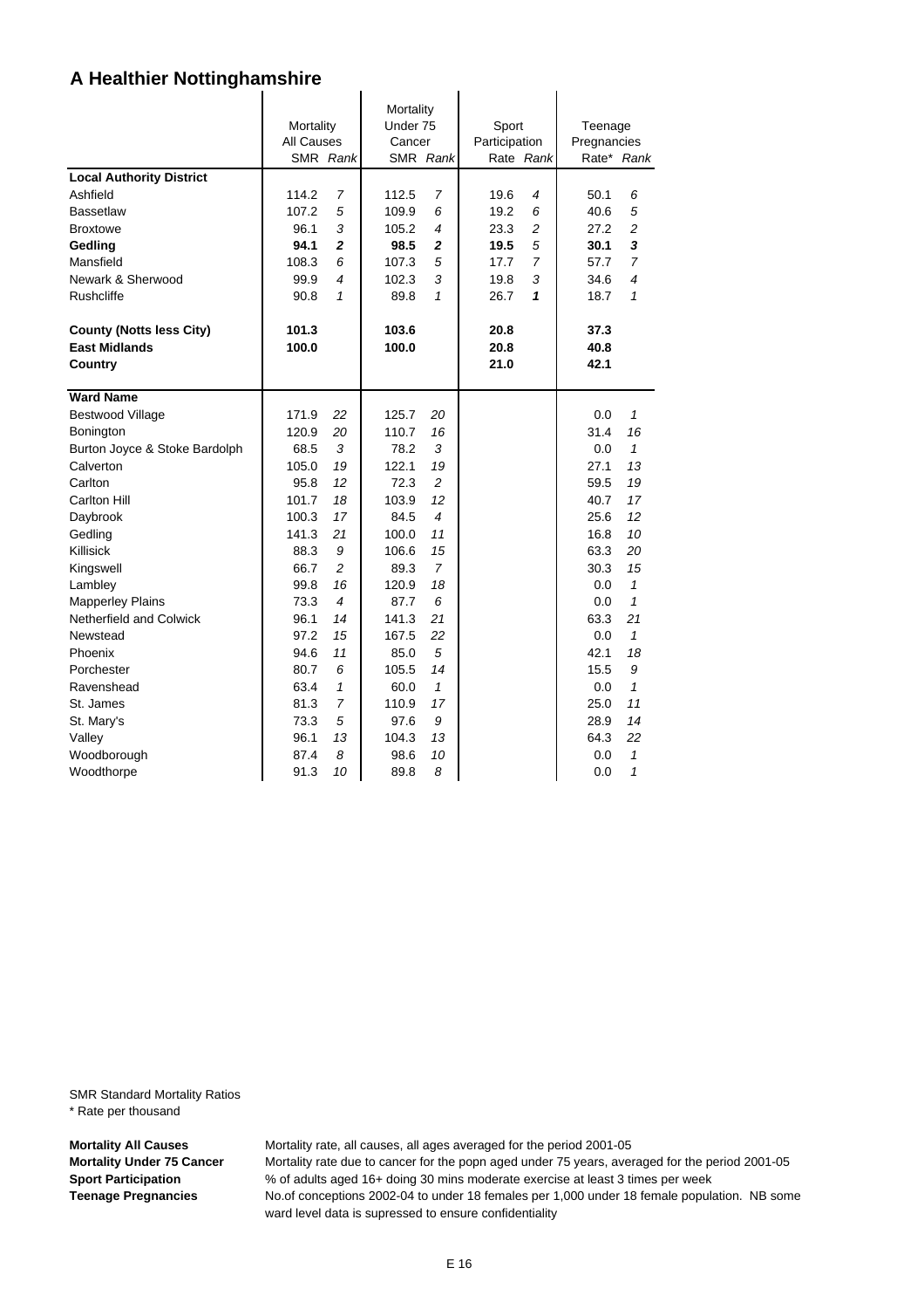# A Healthier Nottinghamshire

| | Mortality All Causes | | Mortality Under 75 Cancer | | Sport Participation | | Teenage Pregnancies | |
|---|---|---|---|---|---|---|---|---|
| | SMR | *Rank* | SMR | *Rank* | Rate | *Rank* | Rate* | *Rank* |
| **Local Authority District** | | | | | | | | |
| Ashfield | 114.2 | *7* | 112.5 | *7* | 19.6 | *4* | 50.1 | *6* |
| Bassetlaw | 107.2 | *5* | 109.9 | *6* | 19.2 | *6* | 40.6 | *5* |
| Broxtowe | 96.1 | *3* | 105.2 | *4* | 23.3 | *2* | 27.2 | *2* |
| **Gedling** | **94.1** | ***2*** | **98.5** | ***2*** | **19.5** | *5* | **30.1** | ***3*** |
| Mansfield | 108.3 | *6* | 107.3 | *5* | 17.7 | *7* | 57.7 | *7* |
| Newark & Sherwood | 99.9 | *4* | 102.3 | *3* | 19.8 | *3* | 34.6 | *4* |
| Rushcliffe | 90.8 | *1* | 89.8 | *1* | 26.7 | ***1*** | 18.7 | *1* |
| **County (Notts less City)** | **101.3** | | **103.6** | | **20.8** | | **37.3** | |
| **East Midlands** | **100.0** | | **100.0** | | **20.8** | | **40.8** | |
| **Country** | | | | | **21.0** | | **42.1** | |
| **Ward Name** | | | | | | | | |
| Bestwood Village | 171.9 | *22* | 125.7 | *20* | | | 0.0 | *1* |
| Bonington | 120.9 | *20* | 110.7 | *16* | | | 31.4 | *16* |
| Burton Joyce & Stoke Bardolph | 68.5 | *3* | 78.2 | *3* | | | 0.0 | *1* |
| Calverton | 105.0 | *19* | 122.1 | *19* | | | 27.1 | *13* |
| Carlton | 95.8 | *12* | 72.3 | *2* | | | 59.5 | *19* |
| Carlton Hill | 101.7 | *18* | 103.9 | *12* | | | 40.7 | *17* |
| Daybrook | 100.3 | *17* | 84.5 | *4* | | | 25.6 | *12* |
| Gedling | 141.3 | *21* | 100.0 | *11* | | | 16.8 | *10* |
| Killisick | 88.3 | *9* | 106.6 | *15* | | | 63.3 | *20* |
| Kingswell | 66.7 | *2* | 89.3 | *7* | | | 30.3 | *15* |
| Lambley | 99.8 | *16* | 120.9 | *18* | | | 0.0 | *1* |
| Mapperley Plains | 73.3 | *4* | 87.7 | *6* | | | 0.0 | *1* |
| Netherfield and Colwick | 96.1 | *14* | 141.3 | *21* | | | 63.3 | *21* |
| Newstead | 97.2 | *15* | 167.5 | *22* | | | 0.0 | *1* |
| Phoenix | 94.6 | *11* | 85.0 | *5* | | | 42.1 | *18* |
| Porchester | 80.7 | *6* | 105.5 | *14* | | | 15.5 | *9* |
| Ravenshead | 63.4 | *1* | 60.0 | *1* | | | 0.0 | *1* |
| St. James | 81.3 | *7* | 110.9 | *17* | | | 25.0 | *11* |
| St. Mary's | 73.3 | *5* | 97.6 | *9* | | | 28.9 | *14* |
| Valley | 96.1 | *13* | 104.3 | *13* | | | 64.3 | *22* |
| Woodborough | 87.4 | *8* | 98.6 | *10* | | | 0.0 | *1* |
| Woodthorpe | 91.3 | *10* | 89.8 | *8* | | | 0.0 | *1* |

SMR Standard Mortality Ratios
* Rate per thousand

**Mortality All Causes** Mortality rate, all causes, all ages averaged for the period 2001-05
**Mortality Under 75 Cancer** Mortality rate due to cancer for the popn aged under 75 years, averaged for the period 2001-05
**Sport Participation** % of adults aged 16+ doing 30 mins moderate exercise at least 3 times per week
**Teenage Pregnancies** No.of conceptions 2002-04 to under 18 females per 1,000 under 18 female population. NB some ward level data is supressed to ensure confidentiality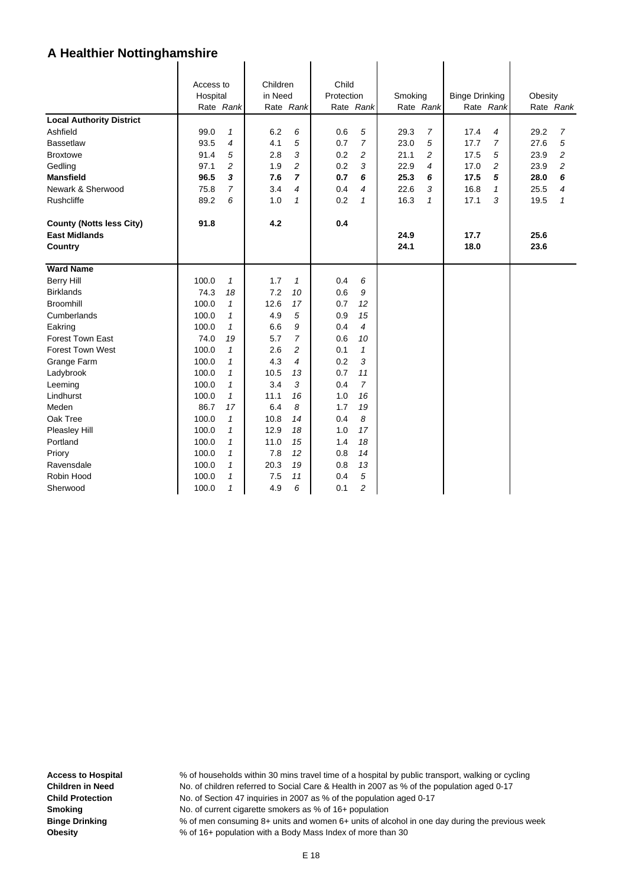# A Healthier Nottinghamshire

| | Access to Hospital | | Children in Need | | Child Protection | | Smoking | | Binge Drinking | | Obesity | |
|---|---|---|---|---|---|---|---|---|---|---|---|---|
| | Rate | *Rank* | Rate | *Rank* | Rate | *Rank* | Rate | *Rank* | Rate | *Rank* | Rate | *Rank* |
| **Local Authority District** | | | | | | | | | | | | |
| Ashfield | 99.0 | *1* | 6.2 | *6* | 0.6 | *5* | 29.3 | *7* | 17.4 | *4* | 29.2 | *7* |
| Bassetlaw | 93.5 | *4* | 4.1 | *5* | 0.7 | *7* | 23.0 | *5* | 17.7 | *7* | 27.6 | *5* |
| Broxtowe | 91.4 | *5* | 2.8 | *3* | 0.2 | *2* | 21.1 | *2* | 17.5 | *5* | 23.9 | *2* |
| Gedling | 97.1 | *2* | 1.9 | *2* | 0.2 | *3* | 22.9 | *4* | 17.0 | *2* | 23.9 | *2* |
| **Mansfield** | **96.5** | ***3*** | **7.6** | ***7*** | **0.7** | ***6*** | **25.3** | ***6*** | **17.5** | ***5*** | **28.0** | ***6*** |
| Newark & Sherwood | 75.8 | *7* | 3.4 | *4* | 0.4 | *4* | 22.6 | *3* | 16.8 | *1* | 25.5 | *4* |
| Rushcliffe | 89.2 | *6* | 1.0 | *1* | 0.2 | *1* | 16.3 | *1* | 17.1 | *3* | 19.5 | *1* |
| **County (Notts less City)** | **91.8** | | **4.2** | | **0.4** | | | | | | | |
| **East Midlands** | | | | | | | **24.9** | | **17.7** | | **25.6** | |
| **Country** | | | | | | | **24.1** | | **18.0** | | **23.6** | |
| **Ward Name** | | | | | | | | | | | | |
| Berry Hill | 100.0 | *1* | 1.7 | *1* | 0.4 | *6* | | | | | | |
| Birklands | 74.3 | *18* | 7.2 | *10* | 0.6 | *9* | | | | | | |
| Broomhill | 100.0 | *1* | 12.6 | *17* | 0.7 | *12* | | | | | | |
| Cumberlands | 100.0 | *1* | 4.9 | *5* | 0.9 | *15* | | | | | | |
| Eakring | 100.0 | *1* | 6.6 | *9* | 0.4 | *4* | | | | | | |
| Forest Town East | 74.0 | *19* | 5.7 | *7* | 0.6 | *10* | | | | | | |
| Forest Town West | 100.0 | *1* | 2.6 | *2* | 0.1 | *1* | | | | | | |
| Grange Farm | 100.0 | *1* | 4.3 | *4* | 0.2 | *3* | | | | | | |
| Ladybrook | 100.0 | *1* | 10.5 | *13* | 0.7 | *11* | | | | | | |
| Leeming | 100.0 | *1* | 3.4 | *3* | 0.4 | *7* | | | | | | |
| Lindhurst | 100.0 | *1* | 11.1 | *16* | 1.0 | *16* | | | | | | |
| Meden | 86.7 | *17* | 6.4 | *8* | 1.7 | *19* | | | | | | |
| Oak Tree | 100.0 | *1* | 10.8 | *14* | 0.4 | *8* | | | | | | |
| Pleasley Hill | 100.0 | *1* | 12.9 | *18* | 1.0 | *17* | | | | | | |
| Portland | 100.0 | *1* | 11.0 | *15* | 1.4 | *18* | | | | | | |
| Priory | 100.0 | *1* | 7.8 | *12* | 0.8 | *14* | | | | | | |
| Ravensdale | 100.0 | *1* | 20.3 | *19* | 0.8 | *13* | | | | | | |
| Robin Hood | 100.0 | *1* | 7.5 | *11* | 0.4 | *5* | | | | | | |
| Sherwood | 100.0 | *1* | 4.9 | *6* | 0.1 | *2* | | | | | | |

**Access to Hospital** % of households within 30 mins travel time of a hospital by public transport, walking or cycling
**Children in Need** No. of children referred to Social Care & Health in 2007 as % of the population aged 0-17
**Child Protection** No. of Section 47 inquiries in 2007 as % of the population aged 0-17
**Smoking** No. of current cigarette smokers as % of 16+ population
**Binge Drinking** % of men consuming 8+ units and women 6+ units of alcohol in one day during the previous week
**Obesity** % of 16+ population with a Body Mass Index of more than 30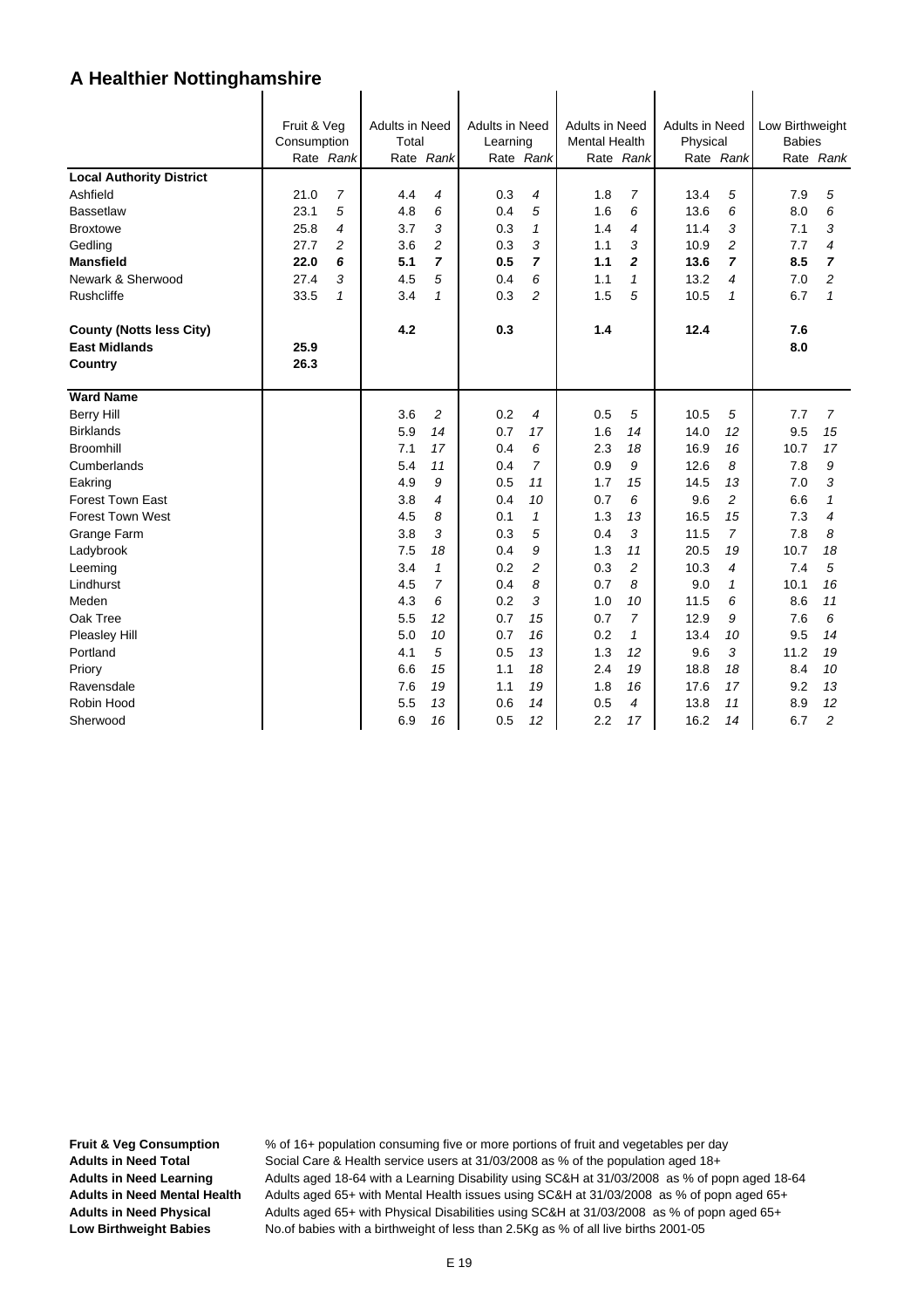# A Healthier Nottinghamshire

| | Fruit & Veg Consumption | | Adults in Need Total | | Adults in Need Learning | | Adults in Need Mental Health | | Adults in Need Physical | | Low Birthweight Babies | |
|---|---|---|---|---|---|---|---|---|---|---|---|---|
| | Rate | *Rank* | Rate | *Rank* | Rate | *Rank* | Rate | *Rank* | Rate | *Rank* | Rate | *Rank* |
| **Local Authority District** | | | | | | | | | | | | |
| Ashfield | 21.0 | *7* | 4.4 | *4* | 0.3 | *4* | 1.8 | *7* | 13.4 | *5* | 7.9 | *5* |
| Bassetlaw | 23.1 | *5* | 4.8 | *6* | 0.4 | *5* | 1.6 | *6* | 13.6 | *6* | 8.0 | *6* |
| Broxtowe | 25.8 | *4* | 3.7 | *3* | 0.3 | *1* | 1.4 | *4* | 11.4 | *3* | 7.1 | *3* |
| Gedling | 27.7 | *2* | 3.6 | *2* | 0.3 | *3* | 1.1 | *3* | 10.9 | *2* | 7.7 | *4* |
| **Mansfield** | **22.0** | ***6*** | **5.1** | ***7*** | **0.5** | ***7*** | **1.1** | ***2*** | **13.6** | ***7*** | **8.5** | ***7*** |
| Newark & Sherwood | 27.4 | *3* | 4.5 | *5* | 0.4 | *6* | 1.1 | *1* | 13.2 | *4* | 7.0 | *2* |
| Rushcliffe | 33.5 | *1* | 3.4 | *1* | 0.3 | *2* | 1.5 | *5* | 10.5 | *1* | 6.7 | *1* |
| **County (Notts less City)** | | | **4.2** | | **0.3** | | **1.4** | | **12.4** | | **7.6** | |
| **East Midlands** | **25.9** | | | | | | | | | | **8.0** | |
| **Country** | **26.3** | | | | | | | | | | | |
| **Ward Name** | | | | | | | | | | | | |
| Berry Hill | | | 3.6 | *2* | 0.2 | *4* | 0.5 | *5* | 10.5 | *5* | 7.7 | *7* |
| Birklands | | | 5.9 | *14* | 0.7 | *17* | 1.6 | *14* | 14.0 | *12* | 9.5 | *15* |
| Broomhill | | | 7.1 | *17* | 0.4 | *6* | 2.3 | *18* | 16.9 | *16* | 10.7 | *17* |
| Cumberlands | | | 5.4 | *11* | 0.4 | *7* | 0.9 | *9* | 12.6 | *8* | 7.8 | *9* |
| Eakring | | | 4.9 | *9* | 0.5 | *11* | 1.7 | *15* | 14.5 | *13* | 7.0 | *3* |
| Forest Town East | | | 3.8 | *4* | 0.4 | *10* | 0.7 | *6* | 9.6 | *2* | 6.6 | *1* |
| Forest Town West | | | 4.5 | *8* | 0.1 | *1* | 1.3 | *13* | 16.5 | *15* | 7.3 | *4* |
| Grange Farm | | | 3.8 | *3* | 0.3 | *5* | 0.4 | *3* | 11.5 | *7* | 7.8 | *8* |
| Ladybrook | | | 7.5 | *18* | 0.4 | *9* | 1.3 | *11* | 20.5 | *19* | 10.7 | *18* |
| Leeming | | | 3.4 | *1* | 0.2 | *2* | 0.3 | *2* | 10.3 | *4* | 7.4 | *5* |
| Lindhurst | | | 4.5 | *7* | 0.4 | *8* | 0.7 | *8* | 9.0 | *1* | 10.1 | *16* |
| Meden | | | 4.3 | *6* | 0.2 | *3* | 1.0 | *10* | 11.5 | *6* | 8.6 | *11* |
| Oak Tree | | | 5.5 | *12* | 0.7 | *15* | 0.7 | *7* | 12.9 | *9* | 7.6 | *6* |
| Pleasley Hill | | | 5.0 | *10* | 0.7 | *16* | 0.2 | *1* | 13.4 | *10* | 9.5 | *14* |
| Portland | | | 4.1 | *5* | 0.5 | *13* | 1.3 | *12* | 9.6 | *3* | 11.2 | *19* |
| Priory | | | 6.6 | *15* | 1.1 | *18* | 2.4 | *19* | 18.8 | *18* | 8.4 | *10* |
| Ravensdale | | | 7.6 | *19* | 1.1 | *19* | 1.8 | *16* | 17.6 | *17* | 9.2 | *13* |
| Robin Hood | | | 5.5 | *13* | 0.6 | *14* | 0.5 | *4* | 13.8 | *11* | 8.9 | *12* |
| Sherwood | | | 6.9 | *16* | 0.5 | *12* | 2.2 | *17* | 16.2 | *14* | 6.7 | *2* |

**Fruit & Veg Consumption** % of 16+ population consuming five or more portions of fruit and vegetables per day
**Adults in Need Total** Social Care & Health service users at 31/03/2008 as % of the population aged 18+
**Adults in Need Learning** Adults aged 18-64 with a Learning Disability using SC&H at 31/03/2008 as % of popn aged 18-64
**Adults in Need Mental Health** Adults aged 65+ with Mental Health issues using SC&H at 31/03/2008 as % of popn aged 65+
**Adults in Need Physical** Adults aged 65+ with Physical Disabilities using SC&H at 31/03/2008 as % of popn aged 65+
**Low Birthweight Babies** No.of babies with a birthweight of less than 2.5Kg as % of all live births 2001-05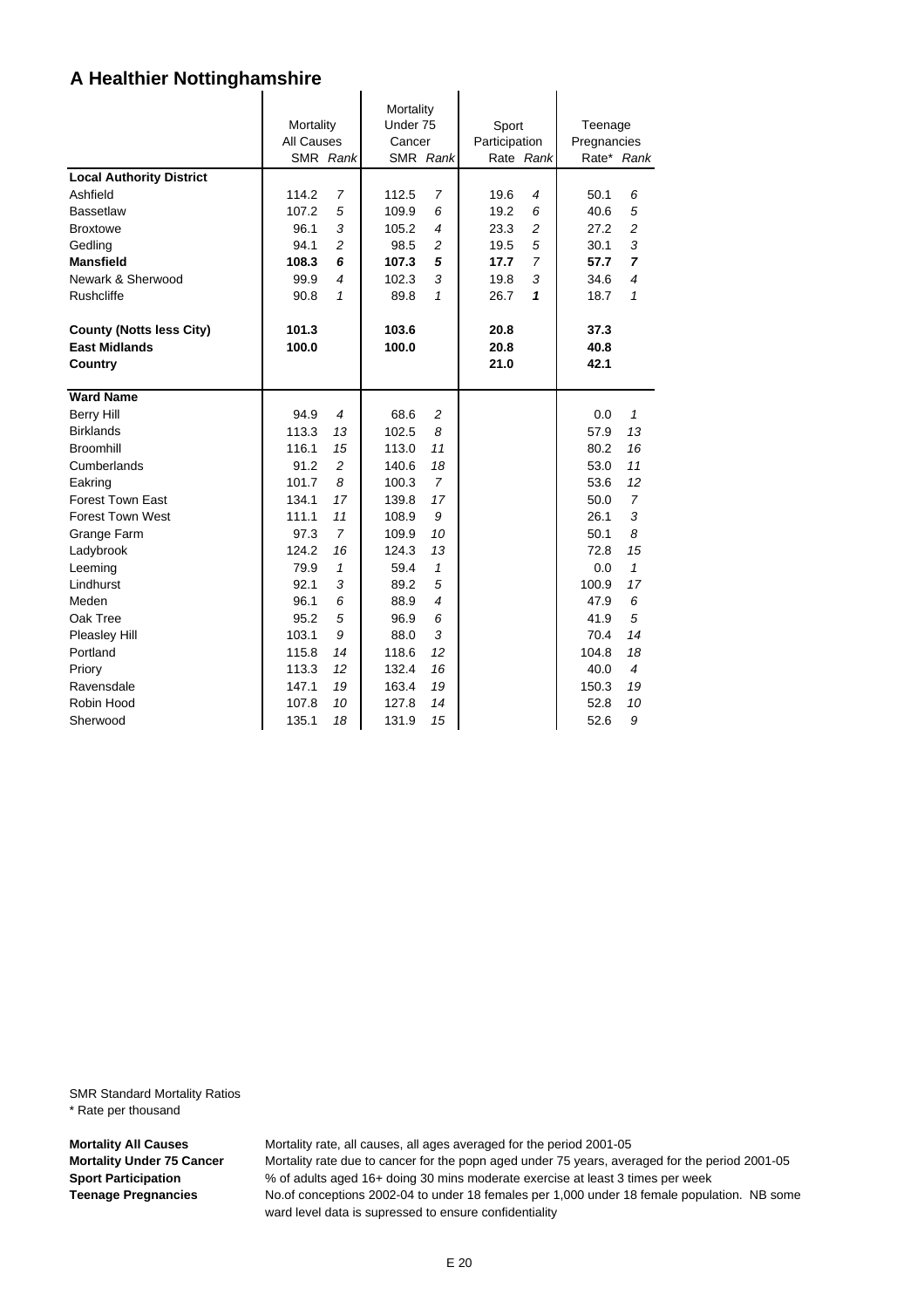# A Healthier Nottinghamshire

| | Mortality All Causes SMR | *Rank* | Mortality Under 75 Cancer SMR | *Rank* | Sport Participation Rate | *Rank* | Teenage Pregnancies Rate* | *Rank* |
|---|---|---|---|---|---|---|---|---|
| **Local Authority District** | | | | | | | | |
| Ashfield | 114.2 | *7* | 112.5 | *7* | 19.6 | *4* | 50.1 | *6* |
| Bassetlaw | 107.2 | *5* | 109.9 | *6* | 19.2 | *6* | 40.6 | *5* |
| Broxtowe | 96.1 | *3* | 105.2 | *4* | 23.3 | *2* | 27.2 | *2* |
| Gedling | 94.1 | *2* | 98.5 | *2* | 19.5 | *5* | 30.1 | *3* |
| **Mansfield** | **108.3** | ***6*** | **107.3** | ***5*** | **17.7** | ***7*** | **57.7** | ***7*** |
| Newark & Sherwood | 99.9 | *4* | 102.3 | *3* | 19.8 | *3* | 34.6 | *4* |
| Rushcliffe | 90.8 | *1* | 89.8 | *1* | 26.7 | ***1*** | 18.7 | *1* |
| **County (Notts less City)** | **101.3** | | **103.6** | | **20.8** | | **37.3** | |
| **East Midlands** | **100.0** | | **100.0** | | **20.8** | | **40.8** | |
| **Country** | | | | | **21.0** | | **42.1** | |
| **Ward Name** | | | | | | | | |
| Berry Hill | 94.9 | *4* | 68.6 | *2* | | | 0.0 | *1* |
| Birklands | 113.3 | *13* | 102.5 | *8* | | | 57.9 | *13* |
| Broomhill | 116.1 | *15* | 113.0 | *11* | | | 80.2 | *16* |
| Cumberlands | 91.2 | *2* | 140.6 | *18* | | | 53.0 | *11* |
| Eakring | 101.7 | *8* | 100.3 | *7* | | | 53.6 | *12* |
| Forest Town East | 134.1 | *17* | 139.8 | *17* | | | 50.0 | *7* |
| Forest Town West | 111.1 | *11* | 108.9 | *9* | | | 26.1 | *3* |
| Grange Farm | 97.3 | *7* | 109.9 | *10* | | | 50.1 | *8* |
| Ladybrook | 124.2 | *16* | 124.3 | *13* | | | 72.8 | *15* |
| Leeming | 79.9 | *1* | 59.4 | *1* | | | 0.0 | *1* |
| Lindhurst | 92.1 | *3* | 89.2 | *5* | | | 100.9 | *17* |
| Meden | 96.1 | *6* | 88.9 | *4* | | | 47.9 | *6* |
| Oak Tree | 95.2 | *5* | 96.9 | *6* | | | 41.9 | *5* |
| Pleasley Hill | 103.1 | *9* | 88.0 | *3* | | | 70.4 | *14* |
| Portland | 115.8 | *14* | 118.6 | *12* | | | 104.8 | *18* |
| Priory | 113.3 | *12* | 132.4 | *16* | | | 40.0 | *4* |
| Ravensdale | 147.1 | *19* | 163.4 | *19* | | | 150.3 | *19* |
| Robin Hood | 107.8 | *10* | 127.8 | *14* | | | 52.8 | *10* |
| Sherwood | 135.1 | *18* | 131.9 | *15* | | | 52.6 | *9* |

SMR Standard Mortality Ratios
* Rate per thousand

**Mortality All Causes** Mortality rate, all causes, all ages averaged for the period 2001-05
**Mortality Under 75 Cancer** Mortality rate due to cancer for the popn aged under 75 years, averaged for the period 2001-05
**Sport Participation** % of adults aged 16+ doing 30 mins moderate exercise at least 3 times per week
**Teenage Pregnancies** No.of conceptions 2002-04 to under 18 females per 1,000 under 18 female population. NB some ward level data is supressed to ensure confidentiality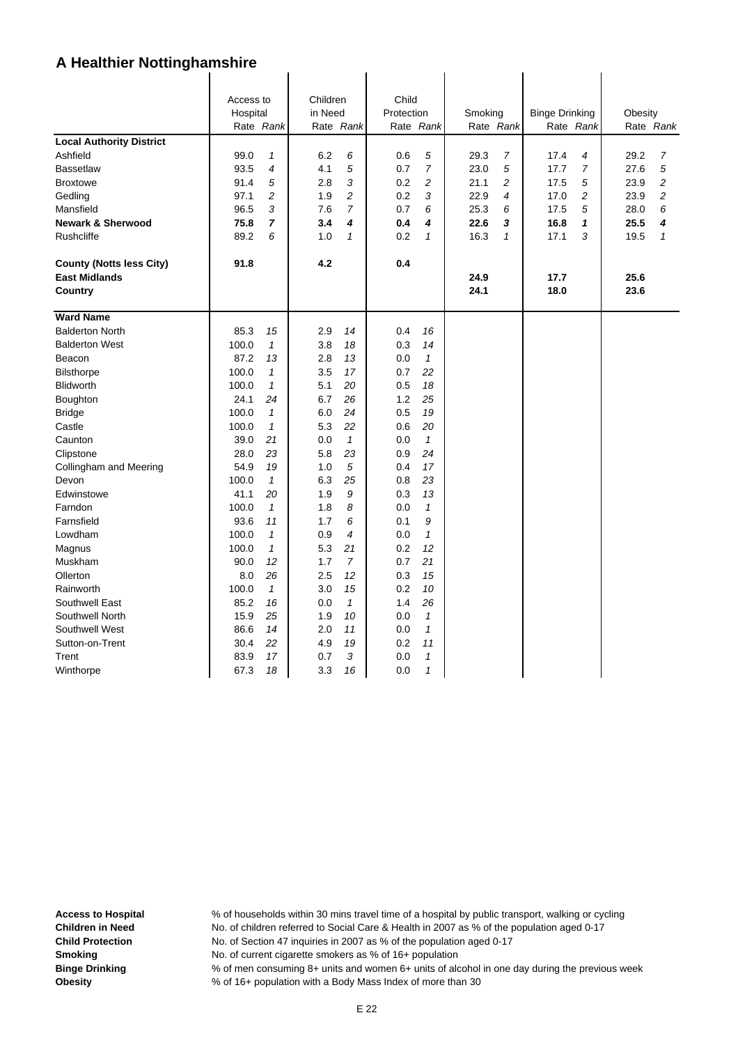# A Healthier Nottinghamshire

| | Access to Hospital | | Children in Need | | Child Protection | | Smoking | | Binge Drinking | | Obesity | |
|---|---|---|---|---|---|---|---|---|---|---|---|---|
| | Rate | *Rank* | Rate | *Rank* | Rate | *Rank* | Rate | *Rank* | Rate | *Rank* | Rate | *Rank* |
| **Local Authority District** | | | | | | | | | | | | |
| Ashfield | 99.0 | *1* | 6.2 | *6* | 0.6 | *5* | 29.3 | *7* | 17.4 | *4* | 29.2 | *7* |
| Bassetlaw | 93.5 | *4* | 4.1 | *5* | 0.7 | *7* | 23.0 | *5* | 17.7 | *7* | 27.6 | *5* |
| Broxtowe | 91.4 | *5* | 2.8 | *3* | 0.2 | *2* | 21.1 | *2* | 17.5 | *5* | 23.9 | *2* |
| Gedling | 97.1 | *2* | 1.9 | *2* | 0.2 | *3* | 22.9 | *4* | 17.0 | *2* | 23.9 | *2* |
| Mansfield | 96.5 | *3* | 7.6 | *7* | 0.7 | *6* | 25.3 | *6* | 17.5 | *5* | 28.0 | *6* |
| **Newark & Sherwood** | **75.8** | ***7*** | **3.4** | ***4*** | **0.4** | ***4*** | **22.6** | ***3*** | **16.8** | ***1*** | **25.5** | ***4*** |
| Rushcliffe | 89.2 | *6* | 1.0 | *1* | 0.2 | *1* | 16.3 | *1* | 17.1 | *3* | 19.5 | *1* |
| **County (Notts less City)** | **91.8** | | **4.2** | | **0.4** | | | | | | | |
| **East Midlands** | | | | | | | **24.9** | | **17.7** | | **25.6** | |
| **Country** | | | | | | | **24.1** | | **18.0** | | **23.6** | |
| **Ward Name** | | | | | | | | | | | | |
| Balderton North | 85.3 | *15* | 2.9 | *14* | 0.4 | *16* | | | | | | |
| Balderton West | 100.0 | *1* | 3.8 | *18* | 0.3 | *14* | | | | | | |
| Beacon | 87.2 | *13* | 2.8 | *13* | 0.0 | *1* | | | | | | |
| Bilsthorpe | 100.0 | *1* | 3.5 | *17* | 0.7 | *22* | | | | | | |
| Blidworth | 100.0 | *1* | 5.1 | *20* | 0.5 | *18* | | | | | | |
| Boughton | 24.1 | *24* | 6.7 | *26* | 1.2 | *25* | | | | | | |
| Bridge | 100.0 | *1* | 6.0 | *24* | 0.5 | *19* | | | | | | |
| Castle | 100.0 | *1* | 5.3 | *22* | 0.6 | *20* | | | | | | |
| Caunton | 39.0 | *21* | 0.0 | *1* | 0.0 | *1* | | | | | | |
| Clipstone | 28.0 | *23* | 5.8 | *23* | 0.9 | *24* | | | | | | |
| Collingham and Meering | 54.9 | *19* | 1.0 | *5* | 0.4 | *17* | | | | | | |
| Devon | 100.0 | *1* | 6.3 | *25* | 0.8 | *23* | | | | | | |
| Edwinstowe | 41.1 | *20* | 1.9 | *9* | 0.3 | *13* | | | | | | |
| Farndon | 100.0 | *1* | 1.8 | *8* | 0.0 | *1* | | | | | | |
| Farnsfield | 93.6 | *11* | 1.7 | *6* | 0.1 | *9* | | | | | | |
| Lowdham | 100.0 | *1* | 0.9 | *4* | 0.0 | *1* | | | | | | |
| Magnus | 100.0 | *1* | 5.3 | *21* | 0.2 | *12* | | | | | | |
| Muskham | 90.0 | *12* | 1.7 | *7* | 0.7 | *21* | | | | | | |
| Ollerton | 8.0 | *26* | 2.5 | *12* | 0.3 | *15* | | | | | | |
| Rainworth | 100.0 | *1* | 3.0 | *15* | 0.2 | *10* | | | | | | |
| Southwell East | 85.2 | *16* | 0.0 | *1* | 1.4 | *26* | | | | | | |
| Southwell North | 15.9 | *25* | 1.9 | *10* | 0.0 | *1* | | | | | | |
| Southwell West | 86.6 | *14* | 2.0 | *11* | 0.0 | *1* | | | | | | |
| Sutton-on-Trent | 30.4 | *22* | 4.9 | *19* | 0.2 | *11* | | | | | | |
| Trent | 83.9 | *17* | 0.7 | *3* | 0.0 | *1* | | | | | | |
| Winthorpe | 67.3 | *18* | 3.3 | *16* | 0.0 | *1* | | | | | | |

**Access to Hospital** % of households within 30 mins travel time of a hospital by public transport, walking or cycling
**Children in Need** No. of children referred to Social Care & Health in 2007 as % of the population aged 0-17
**Child Protection** No. of Section 47 inquiries in 2007 as % of the population aged 0-17
**Smoking** No. of current cigarette smokers as % of 16+ population
**Binge Drinking** % of men consuming 8+ units and women 6+ units of alcohol in one day during the previous week
**Obesity** % of 16+ population with a Body Mass Index of more than 30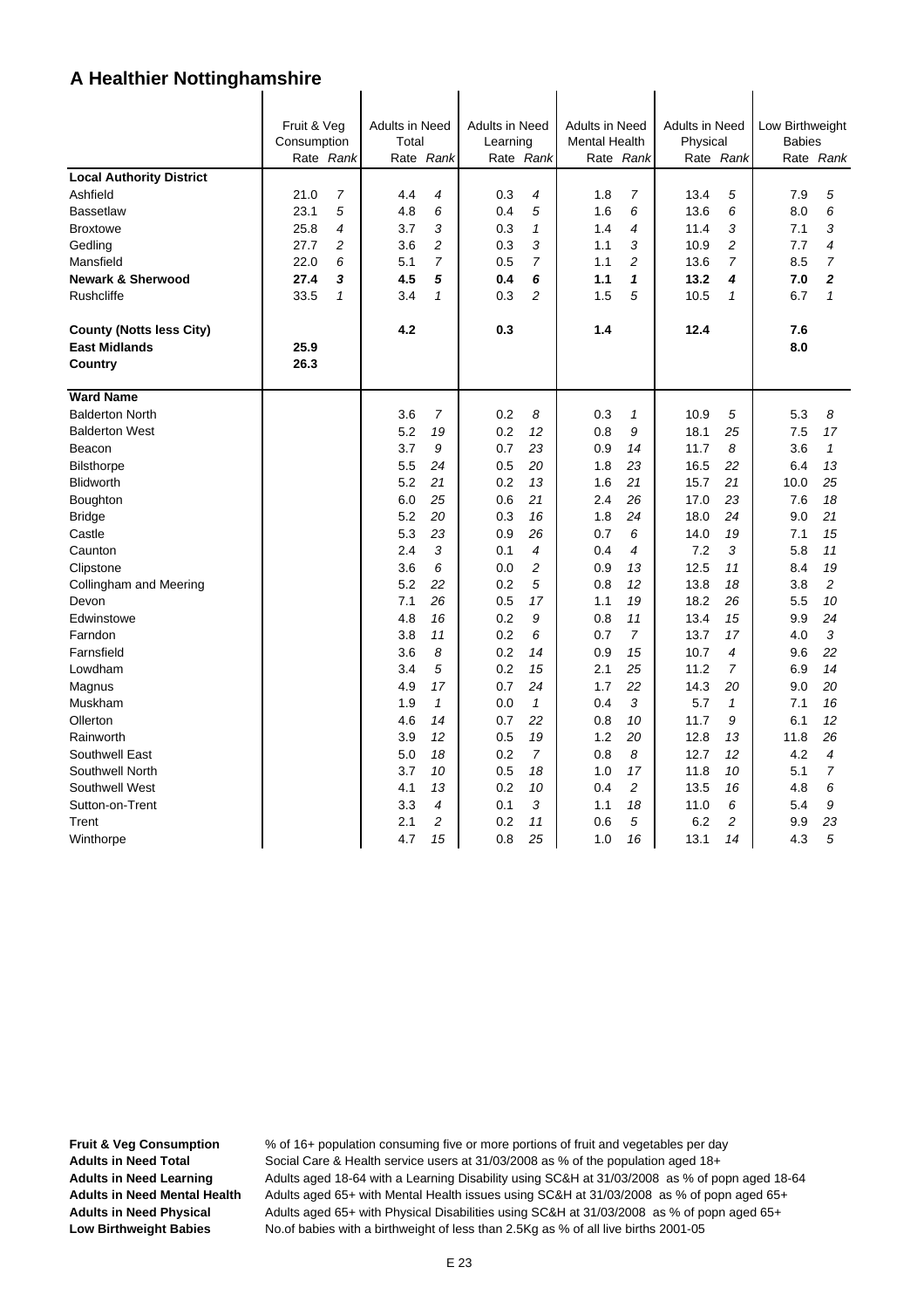# A Healthier Nottinghamshire

| | Fruit & Veg Consumption | | Adults in Need Total | | Adults in Need Learning | | Adults in Need Mental Health | | Adults in Need Physical | | Low Birthweight Babies | |
|---|---|---|---|---|---|---|---|---|---|---|---|---|
| | Rate | *Rank* | Rate | *Rank* | Rate | *Rank* | Rate | *Rank* | Rate | *Rank* | Rate | *Rank* |
| **Local Authority District** | | | | | | | | | | | | |
| Ashfield | 21.0 | *7* | 4.4 | *4* | 0.3 | *4* | 1.8 | *7* | 13.4 | *5* | 7.9 | *5* |
| Bassetlaw | 23.1 | *5* | 4.8 | *6* | 0.4 | *5* | 1.6 | *6* | 13.6 | *6* | 8.0 | *6* |
| Broxtowe | 25.8 | *4* | 3.7 | *3* | 0.3 | *1* | 1.4 | *4* | 11.4 | *3* | 7.1 | *3* |
| Gedling | 27.7 | *2* | 3.6 | *2* | 0.3 | *3* | 1.1 | *3* | 10.9 | *2* | 7.7 | *4* |
| Mansfield | 22.0 | *6* | 5.1 | *7* | 0.5 | *7* | 1.1 | *2* | 13.6 | *7* | 8.5 | *7* |
| **Newark & Sherwood** | **27.4** | ***3*** | **4.5** | ***5*** | **0.4** | ***6*** | **1.1** | ***1*** | **13.2** | ***4*** | **7.0** | ***2*** |
| Rushcliffe | 33.5 | *1* | 3.4 | *1* | 0.3 | *2* | 1.5 | *5* | 10.5 | *1* | 6.7 | *1* |
| **County (Notts less City)** | | | **4.2** | | **0.3** | | **1.4** | | **12.4** | | **7.6** | |
| **East Midlands** | **25.9** | | | | | | | | | | **8.0** | |
| **Country** | **26.3** | | | | | | | | | | | |
| **Ward Name** | | | | | | | | | | | | |
| Balderton North | | | 3.6 | *7* | 0.2 | *8* | 0.3 | *1* | 10.9 | *5* | 5.3 | *8* |
| Balderton West | | | 5.2 | *19* | 0.2 | *12* | 0.8 | *9* | 18.1 | *25* | 7.5 | *17* |
| Beacon | | | 3.7 | *9* | 0.7 | *23* | 0.9 | *14* | 11.7 | *8* | 3.6 | *1* |
| Bilsthorpe | | | 5.5 | *24* | 0.5 | *20* | 1.8 | *23* | 16.5 | *22* | 6.4 | *13* |
| Blidworth | | | 5.2 | *21* | 0.2 | *13* | 1.6 | *21* | 15.7 | *21* | 10.0 | *25* |
| Boughton | | | 6.0 | *25* | 0.6 | *21* | 2.4 | *26* | 17.0 | *23* | 7.6 | *18* |
| Bridge | | | 5.2 | *20* | 0.3 | *16* | 1.8 | *24* | 18.0 | *24* | 9.0 | *21* |
| Castle | | | 5.3 | *23* | 0.9 | *26* | 0.7 | *6* | 14.0 | *19* | 7.1 | *15* |
| Caunton | | | 2.4 | *3* | 0.1 | *4* | 0.4 | *4* | 7.2 | *3* | 5.8 | *11* |
| Clipstone | | | 3.6 | *6* | 0.0 | *2* | 0.9 | *13* | 12.5 | *11* | 8.4 | *19* |
| Collingham and Meering | | | 5.2 | *22* | 0.2 | *5* | 0.8 | *12* | 13.8 | *18* | 3.8 | *2* |
| Devon | | | 7.1 | *26* | 0.5 | *17* | 1.1 | *19* | 18.2 | *26* | 5.5 | *10* |
| Edwinstowe | | | 4.8 | *16* | 0.2 | *9* | 0.8 | *11* | 13.4 | *15* | 9.9 | *24* |
| Farndon | | | 3.8 | *11* | 0.2 | *6* | 0.7 | *7* | 13.7 | *17* | 4.0 | *3* |
| Farnsfield | | | 3.6 | *8* | 0.2 | *14* | 0.9 | *15* | 10.7 | *4* | 9.6 | *22* |
| Lowdham | | | 3.4 | *5* | 0.2 | *15* | 2.1 | *25* | 11.2 | *7* | 6.9 | *14* |
| Magnus | | | 4.9 | *17* | 0.7 | *24* | 1.7 | *22* | 14.3 | *20* | 9.0 | *20* |
| Muskham | | | 1.9 | *1* | 0.0 | *1* | 0.4 | *3* | 5.7 | *1* | 7.1 | *16* |
| Ollerton | | | 4.6 | *14* | 0.7 | *22* | 0.8 | *10* | 11.7 | *9* | 6.1 | *12* |
| Rainworth | | | 3.9 | *12* | 0.5 | *19* | 1.2 | *20* | 12.8 | *13* | 11.8 | *26* |
| Southwell East | | | 5.0 | *18* | 0.2 | *7* | 0.8 | *8* | 12.7 | *12* | 4.2 | *4* |
| Southwell North | | | 3.7 | *10* | 0.5 | *18* | 1.0 | *17* | 11.8 | *10* | 5.1 | *7* |
| Southwell West | | | 4.1 | *13* | 0.2 | *10* | 0.4 | *2* | 13.5 | *16* | 4.8 | *6* |
| Sutton-on-Trent | | | 3.3 | *4* | 0.1 | *3* | 1.1 | *18* | 11.0 | *6* | 5.4 | *9* |
| Trent | | | 2.1 | *2* | 0.2 | *11* | 0.6 | *5* | 6.2 | *2* | 9.9 | *23* |
| Winthorpe | | | 4.7 | *15* | 0.8 | *25* | 1.0 | *16* | 13.1 | *14* | 4.3 | *5* |

**Fruit & Veg Consumption** % of 16+ population consuming five or more portions of fruit and vegetables per day
**Adults in Need Total** Social Care & Health service users at 31/03/2008 as % of the population aged 18+
**Adults in Need Learning** Adults aged 18-64 with a Learning Disability using SC&H at 31/03/2008 as % of popn aged 18-64
**Adults in Need Mental Health** Adults aged 65+ with Mental Health issues using SC&H at 31/03/2008 as % of popn aged 65+
**Adults in Need Physical** Adults aged 65+ with Physical Disabilities using SC&H at 31/03/2008 as % of popn aged 65+
**Low Birthweight Babies** No.of babies with a birthweight of less than 2.5Kg as % of all live births 2001-05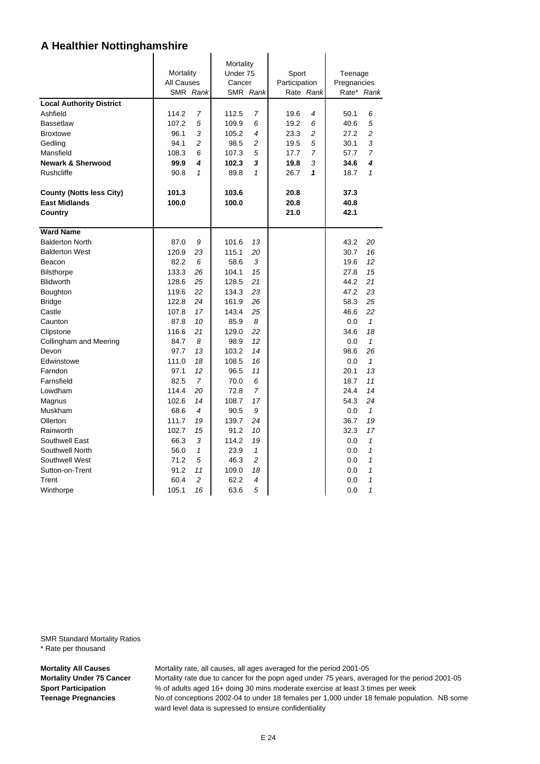# A Healthier Nottinghamshire

| | Mortality All Causes | | Mortality Under 75 Cancer | | Sport Participation | | Teenage Pregnancies | |
|---|---|---|---|---|---|---|---|---|
| | SMR | *Rank* | SMR | *Rank* | Rate | *Rank* | Rate* | *Rank* |
| **Local Authority District** | | | | | | | | |
| Ashfield | 114.2 | *7* | 112.5 | *7* | 19.6 | *4* | 50.1 | *6* |
| Bassetlaw | 107.2 | *5* | 109.9 | *6* | 19.2 | *6* | 40.6 | *5* |
| Broxtowe | 96.1 | *3* | 105.2 | *4* | 23.3 | *2* | 27.2 | *2* |
| Gedling | 94.1 | *2* | 98.5 | *2* | 19.5 | *5* | 30.1 | *3* |
| Mansfield | 108.3 | *6* | 107.3 | *5* | 17.7 | *7* | 57.7 | *7* |
| **Newark & Sherwood** | **99.9** | ***4*** | **102.3** | ***3*** | **19.8** | *3* | **34.6** | ***4*** |
| Rushcliffe | 90.8 | *1* | 89.8 | *1* | 26.7 | ***1*** | 18.7 | *1* |
| **County (Notts less City)** | **101.3** | | **103.6** | | **20.8** | | **37.3** | |
| **East Midlands** | **100.0** | | **100.0** | | **20.8** | | **40.8** | |
| **Country** | | | | | **21.0** | | **42.1** | |
| **Ward Name** | | | | | | | | |
| Balderton North | 87.0 | *9* | 101.6 | *13* | | | 43.2 | *20* |
| Balderton West | 120.9 | *23* | 115.1 | *20* | | | 30.7 | *16* |
| Beacon | 82.2 | *6* | 58.6 | *3* | | | 19.6 | *12* |
| Bilsthorpe | 133.3 | *26* | 104.1 | *15* | | | 27.8 | *15* |
| Blidworth | 128.6 | *25* | 128.5 | *21* | | | 44.2 | *21* |
| Boughton | 119.6 | *22* | 134.3 | *23* | | | 47.2 | *23* |
| Bridge | 122.8 | *24* | 161.9 | *26* | | | 58.3 | *25* |
| Castle | 107.8 | *17* | 143.4 | *25* | | | 46.6 | *22* |
| Caunton | 87.8 | *10* | 85.9 | *8* | | | 0.0 | *1* |
| Clipstone | 116.6 | *21* | 129.0 | *22* | | | 34.6 | *18* |
| Collingham and Meering | 84.7 | *8* | 98.9 | *12* | | | 0.0 | *1* |
| Devon | 97.7 | *13* | 103.2 | *14* | | | 98.6 | *26* |
| Edwinstowe | 111.0 | *18* | 108.5 | *16* | | | 0.0 | *1* |
| Farndon | 97.1 | *12* | 96.5 | *11* | | | 20.1 | *13* |
| Farnsfield | 82.5 | *7* | 70.0 | *6* | | | 18.7 | *11* |
| Lowdham | 114.4 | *20* | 72.8 | *7* | | | 24.4 | *14* |
| Magnus | 102.6 | *14* | 108.7 | *17* | | | 54.3 | *24* |
| Muskham | 68.6 | *4* | 90.5 | *9* | | | 0.0 | *1* |
| Ollerton | 111.7 | *19* | 139.7 | *24* | | | 36.7 | *19* |
| Rainworth | 102.7 | *15* | 91.2 | *10* | | | 32.3 | *17* |
| Southwell East | 66.3 | *3* | 114.2 | *19* | | | 0.0 | *1* |
| Southwell North | 56.0 | *1* | 23.9 | *1* | | | 0.0 | *1* |
| Southwell West | 71.2 | *5* | 46.3 | *2* | | | 0.0 | *1* |
| Sutton-on-Trent | 91.2 | *11* | 109.0 | *18* | | | 0.0 | *1* |
| Trent | 60.4 | *2* | 62.2 | *4* | | | 0.0 | *1* |
| Winthorpe | 105.1 | *16* | 63.6 | *5* | | | 0.0 | *1* |

SMR Standard Mortality Ratios
\* Rate per thousand

**Mortality All Causes** Mortality rate, all causes, all ages averaged for the period 2001-05

**Mortality Under 75 Cancer** Mortality rate due to cancer for the popn aged under 75 years, averaged for the period 2001-05

**Sport Participation** % of adults aged 16+ doing 30 mins moderate exercise at least 3 times per week

**Teenage Pregnancies** No.of conceptions 2002-04 to under 18 females per 1,000 under 18 female population. NB some ward level data is supressed to ensure confidentiality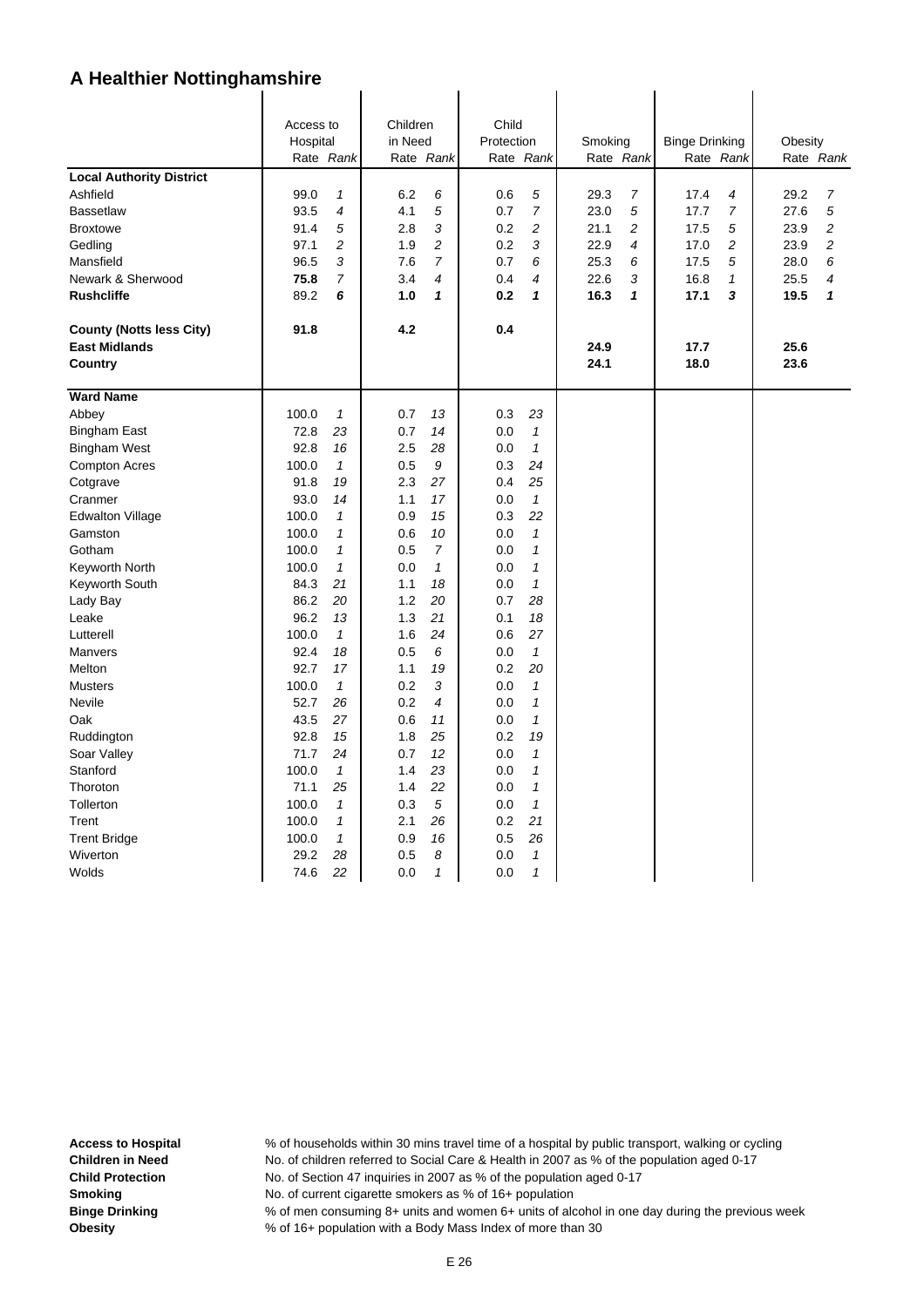# A Healthier Nottinghamshire

| | Access to Hospital | | Children in Need | | Child Protection | | Smoking | | Binge Drinking | | Obesity | |
|---|---|---|---|---|---|---|---|---|---|---|---|---|
| | Rate | *Rank* | Rate | *Rank* | Rate | *Rank* | Rate | *Rank* | Rate | *Rank* | Rate | *Rank* |
| **Local Authority District** | | | | | | | | | | | | |
| Ashfield | 99.0 | *1* | 6.2 | *6* | 0.6 | *5* | 29.3 | *7* | 17.4 | *4* | 29.2 | *7* |
| Bassetlaw | 93.5 | *4* | 4.1 | *5* | 0.7 | *7* | 23.0 | *5* | 17.7 | *7* | 27.6 | *5* |
| Broxtowe | 91.4 | *5* | 2.8 | *3* | 0.2 | *2* | 21.1 | *2* | 17.5 | *5* | 23.9 | *2* |
| Gedling | 97.1 | *2* | 1.9 | *2* | 0.2 | *3* | 22.9 | *4* | 17.0 | *2* | 23.9 | *2* |
| Mansfield | 96.5 | *3* | 7.6 | *7* | 0.7 | *6* | 25.3 | *6* | 17.5 | *5* | 28.0 | *6* |
| Newark & Sherwood | **75.8** | *7* | 3.4 | *4* | 0.4 | *4* | 22.6 | *3* | 16.8 | *1* | 25.5 | *4* |
| **Rushcliffe** | 89.2 | ***6*** | **1.0** | ***1*** | **0.2** | ***1*** | **16.3** | ***1*** | **17.1** | ***3*** | **19.5** | ***1*** |
| **County (Notts less City)** | **91.8** | | **4.2** | | **0.4** | | | | | | | |
| **East Midlands** | | | | | | | **24.9** | | **17.7** | | **25.6** | |
| **Country** | | | | | | | **24.1** | | **18.0** | | **23.6** | |
| **Ward Name** | | | | | | | | | | | | |
| Abbey | 100.0 | *1* | 0.7 | *13* | 0.3 | *23* | | | | | | |
| Bingham East | 72.8 | *23* | 0.7 | *14* | 0.0 | *1* | | | | | | |
| Bingham West | 92.8 | *16* | 2.5 | *28* | 0.0 | *1* | | | | | | |
| Compton Acres | 100.0 | *1* | 0.5 | *9* | 0.3 | *24* | | | | | | |
| Cotgrave | 91.8 | *19* | 2.3 | *27* | 0.4 | *25* | | | | | | |
| Cranmer | 93.0 | *14* | 1.1 | *17* | 0.0 | *1* | | | | | | |
| Edwalton Village | 100.0 | *1* | 0.9 | *15* | 0.3 | *22* | | | | | | |
| Gamston | 100.0 | *1* | 0.6 | *10* | 0.0 | *1* | | | | | | |
| Gotham | 100.0 | *1* | 0.5 | *7* | 0.0 | *1* | | | | | | |
| Keyworth North | 100.0 | *1* | 0.0 | *1* | 0.0 | *1* | | | | | | |
| Keyworth South | 84.3 | *21* | 1.1 | *18* | 0.0 | *1* | | | | | | |
| Lady Bay | 86.2 | *20* | 1.2 | *20* | 0.7 | *28* | | | | | | |
| Leake | 96.2 | *13* | 1.3 | *21* | 0.1 | *18* | | | | | | |
| Lutterell | 100.0 | *1* | 1.6 | *24* | 0.6 | *27* | | | | | | |
| Manvers | 92.4 | *18* | 0.5 | *6* | 0.0 | *1* | | | | | | |
| Melton | 92.7 | *17* | 1.1 | *19* | 0.2 | *20* | | | | | | |
| Musters | 100.0 | *1* | 0.2 | *3* | 0.0 | *1* | | | | | | |
| Nevile | 52.7 | *26* | 0.2 | *4* | 0.0 | *1* | | | | | | |
| Oak | 43.5 | *27* | 0.6 | *11* | 0.0 | *1* | | | | | | |
| Ruddington | 92.8 | *15* | 1.8 | *25* | 0.2 | *19* | | | | | | |
| Soar Valley | 71.7 | *24* | 0.7 | *12* | 0.0 | *1* | | | | | | |
| Stanford | 100.0 | *1* | 1.4 | *23* | 0.0 | *1* | | | | | | |
| Thoroton | 71.1 | *25* | 1.4 | *22* | 0.0 | *1* | | | | | | |
| Tollerton | 100.0 | *1* | 0.3 | *5* | 0.0 | *1* | | | | | | |
| Trent | 100.0 | *1* | 2.1 | *26* | 0.2 | *21* | | | | | | |
| Trent Bridge | 100.0 | *1* | 0.9 | *16* | 0.5 | *26* | | | | | | |
| Wiverton | 29.2 | *28* | 0.5 | *8* | 0.0 | *1* | | | | | | |
| Wolds | 74.6 | *22* | 0.0 | *1* | 0.0 | *1* | | | | | | |

**Access to Hospital** % of households within 30 mins travel time of a hospital by public transport, walking or cycling
**Children in Need** No. of children referred to Social Care & Health in 2007 as % of the population aged 0-17
**Child Protection** No. of Section 47 inquiries in 2007 as % of the population aged 0-17
**Smoking** No. of current cigarette smokers as % of 16+ population
**Binge Drinking** % of men consuming 8+ units and women 6+ units of alcohol in one day during the previous week
**Obesity** % of 16+ population with a Body Mass Index of more than 30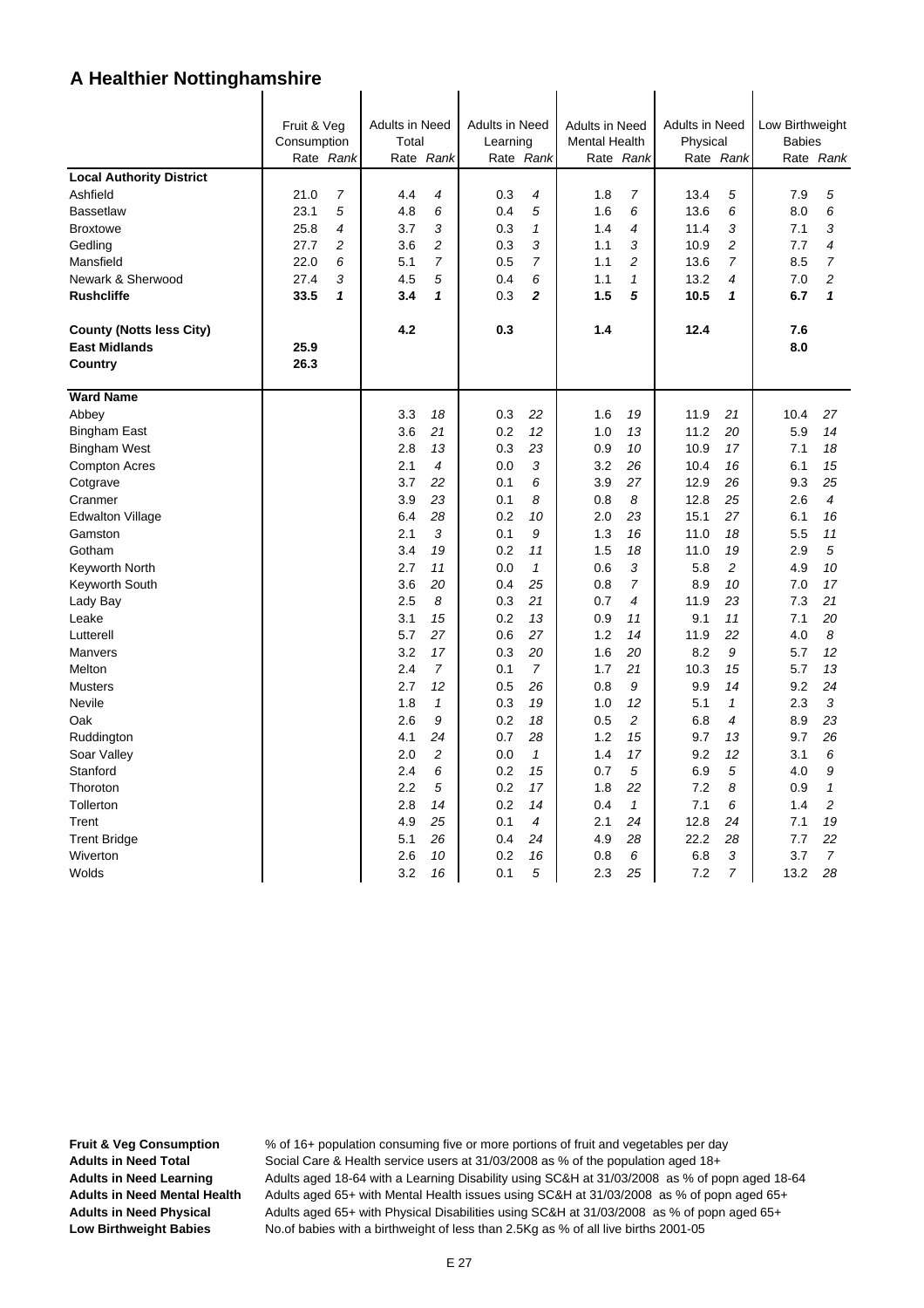# A Healthier Nottinghamshire

| | Fruit & Veg Consumption | | Adults in Need Total | | Adults in Need Learning | | Adults in Need Mental Health | | Adults in Need Physical | | Low Birthweight Babies | |
|---|---|---|---|---|---|---|---|---|---|---|---|---|
| | Rate | *Rank* | Rate | *Rank* | Rate | *Rank* | Rate | *Rank* | Rate | *Rank* | Rate | *Rank* |
| **Local Authority District** | | | | | | | | | | | | |
| Ashfield | 21.0 | *7* | 4.4 | *4* | 0.3 | *4* | 1.8 | *7* | 13.4 | *5* | 7.9 | *5* |
| Bassetlaw | 23.1 | *5* | 4.8 | *6* | 0.4 | *5* | 1.6 | *6* | 13.6 | *6* | 8.0 | *6* |
| Broxtowe | 25.8 | *4* | 3.7 | *3* | 0.3 | *1* | 1.4 | *4* | 11.4 | *3* | 7.1 | *3* |
| Gedling | 27.7 | *2* | 3.6 | *2* | 0.3 | *3* | 1.1 | *3* | 10.9 | *2* | 7.7 | *4* |
| Mansfield | 22.0 | *6* | 5.1 | *7* | 0.5 | *7* | 1.1 | *2* | 13.6 | *7* | 8.5 | *7* |
| Newark & Sherwood | 27.4 | *3* | 4.5 | *5* | 0.4 | *6* | 1.1 | *1* | 13.2 | *4* | 7.0 | *2* |
| **Rushcliffe** | **33.5** | ***1*** | **3.4** | ***1*** | **0.3** | ***2*** | **1.5** | ***5*** | **10.5** | ***1*** | **6.7** | ***1*** |
| **County (Notts less City)** | | | **4.2** | | **0.3** | | **1.4** | | **12.4** | | **7.6** | |
| **East Midlands** | **25.9** | | | | | | | | | | **8.0** | |
| **Country** | **26.3** | | | | | | | | | | | |
| **Ward Name** | | | | | | | | | | | | |
| Abbey | | | 3.3 | *18* | 0.3 | *22* | 1.6 | *19* | 11.9 | *21* | 10.4 | *27* |
| Bingham East | | | 3.6 | *21* | 0.2 | *12* | 1.0 | *13* | 11.2 | *20* | 5.9 | *14* |
| Bingham West | | | 2.8 | *13* | 0.3 | *23* | 0.9 | *10* | 10.9 | *17* | 7.1 | *18* |
| Compton Acres | | | 2.1 | *4* | 0.0 | *3* | 3.2 | *26* | 10.4 | *16* | 6.1 | *15* |
| Cotgrave | | | 3.7 | *22* | 0.1 | *6* | 3.9 | *27* | 12.9 | *26* | 9.3 | *25* |
| Cranmer | | | 3.9 | *23* | 0.1 | *8* | 0.8 | *8* | 12.8 | *25* | 2.6 | *4* |
| Edwalton Village | | | 6.4 | *28* | 0.2 | *10* | 2.0 | *23* | 15.1 | *27* | 6.1 | *16* |
| Gamston | | | 2.1 | *3* | 0.1 | *9* | 1.3 | *16* | 11.0 | *18* | 5.5 | *11* |
| Gotham | | | 3.4 | *19* | 0.2 | *11* | 1.5 | *18* | 11.0 | *19* | 2.9 | *5* |
| Keyworth North | | | 2.7 | *11* | 0.0 | *1* | 0.6 | *3* | 5.8 | *2* | 4.9 | *10* |
| Keyworth South | | | 3.6 | *20* | 0.4 | *25* | 0.8 | *7* | 8.9 | *10* | 7.0 | *17* |
| Lady Bay | | | 2.5 | *8* | 0.3 | *21* | 0.7 | *4* | 11.9 | *23* | 7.3 | *21* |
| Leake | | | 3.1 | *15* | 0.2 | *13* | 0.9 | *11* | 9.1 | *11* | 7.1 | *20* |
| Lutterell | | | 5.7 | *27* | 0.6 | *27* | 1.2 | *14* | 11.9 | *22* | 4.0 | *8* |
| Manvers | | | 3.2 | *17* | 0.3 | *20* | 1.6 | *20* | 8.2 | *9* | 5.7 | *12* |
| Melton | | | 2.4 | *7* | 0.1 | *7* | 1.7 | *21* | 10.3 | *15* | 5.7 | *13* |
| Musters | | | 2.7 | *12* | 0.5 | *26* | 0.8 | *9* | 9.9 | *14* | 9.2 | *24* |
| Nevile | | | 1.8 | *1* | 0.3 | *19* | 1.0 | *12* | 5.1 | *1* | 2.3 | *3* |
| Oak | | | 2.6 | *9* | 0.2 | *18* | 0.5 | *2* | 6.8 | *4* | 8.9 | *23* |
| Ruddington | | | 4.1 | *24* | 0.7 | *28* | 1.2 | *15* | 9.7 | *13* | 9.7 | *26* |
| Soar Valley | | | 2.0 | *2* | 0.0 | *1* | 1.4 | *17* | 9.2 | *12* | 3.1 | *6* |
| Stanford | | | 2.4 | *6* | 0.2 | *15* | 0.7 | *5* | 6.9 | *5* | 4.0 | *9* |
| Thoroton | | | 2.2 | *5* | 0.2 | *17* | 1.8 | *22* | 7.2 | *8* | 0.9 | *1* |
| Tollerton | | | 2.8 | *14* | 0.2 | *14* | 0.4 | *1* | 7.1 | *6* | 1.4 | *2* |
| Trent | | | 4.9 | *25* | 0.1 | *4* | 2.1 | *24* | 12.8 | *24* | 7.1 | *19* |
| Trent Bridge | | | 5.1 | *26* | 0.4 | *24* | 4.9 | *28* | 22.2 | *28* | 7.7 | *22* |
| Wiverton | | | 2.6 | *10* | 0.2 | *16* | 0.8 | *6* | 6.8 | *3* | 3.7 | *7* |
| Wolds | | | 3.2 | *16* | 0.1 | *5* | 2.3 | *25* | 7.2 | *7* | 13.2 | *28* |

**Fruit & Veg Consumption** % of 16+ population consuming five or more portions of fruit and vegetables per day
**Adults in Need Total** Social Care & Health service users at 31/03/2008 as % of the population aged 18+
**Adults in Need Learning** Adults aged 18-64 with a Learning Disability using SC&H at 31/03/2008 as % of popn aged 18-64
**Adults in Need Mental Health** Adults aged 65+ with Mental Health issues using SC&H at 31/03/2008 as % of popn aged 65+
**Adults in Need Physical** Adults aged 65+ with Physical Disabilities using SC&H at 31/03/2008 as % of popn aged 65+
**Low Birthweight Babies** No.of babies with a birthweight of less than 2.5Kg as % of all live births 2001-05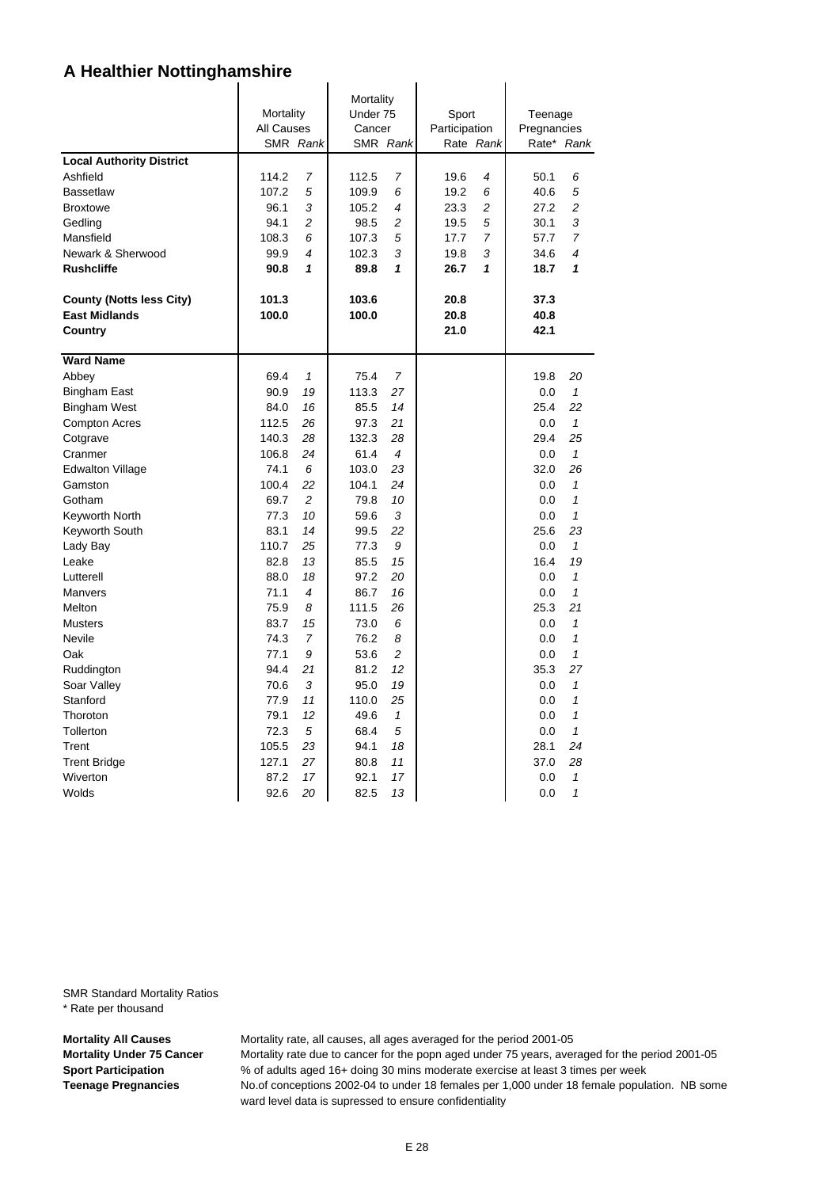# A Healthier Nottinghamshire

| | Mortality All Causes SMR | *Rank* | Mortality Under 75 Cancer SMR | *Rank* | Sport Participation Rate | *Rank* | Teenage Pregnancies Rate* | *Rank* |
|---|---|---|---|---|---|---|---|---|
| **Local Authority District** | | | | | | | | |
| Ashfield | 114.2 | *7* | 112.5 | *7* | 19.6 | *4* | 50.1 | *6* |
| Bassetlaw | 107.2 | *5* | 109.9 | *6* | 19.2 | *6* | 40.6 | *5* |
| Broxtowe | 96.1 | *3* | 105.2 | *4* | 23.3 | *2* | 27.2 | *2* |
| Gedling | 94.1 | *2* | 98.5 | *2* | 19.5 | *5* | 30.1 | *3* |
| Mansfield | 108.3 | *6* | 107.3 | *5* | 17.7 | *7* | 57.7 | *7* |
| Newark & Sherwood | 99.9 | *4* | 102.3 | *3* | 19.8 | *3* | 34.6 | *4* |
| **Rushcliffe** | **90.8** | ***1*** | **89.8** | ***1*** | **26.7** | ***1*** | **18.7** | ***1*** |
| **County (Notts less City)** | **101.3** | | **103.6** | | **20.8** | | **37.3** | |
| **East Midlands** | **100.0** | | **100.0** | | **20.8** | | **40.8** | |
| **Country** | | | | | **21.0** | | **42.1** | |
| **Ward Name** | | | | | | | | |
| Abbey | 69.4 | *1* | 75.4 | *7* | | | 19.8 | *20* |
| Bingham East | 90.9 | *19* | 113.3 | *27* | | | 0.0 | *1* |
| Bingham West | 84.0 | *16* | 85.5 | *14* | | | 25.4 | *22* |
| Compton Acres | 112.5 | *26* | 97.3 | *21* | | | 0.0 | *1* |
| Cotgrave | 140.3 | *28* | 132.3 | *28* | | | 29.4 | *25* |
| Cranmer | 106.8 | *24* | 61.4 | *4* | | | 0.0 | *1* |
| Edwalton Village | 74.1 | *6* | 103.0 | *23* | | | 32.0 | *26* |
| Gamston | 100.4 | *22* | 104.1 | *24* | | | 0.0 | *1* |
| Gotham | 69.7 | *2* | 79.8 | *10* | | | 0.0 | *1* |
| Keyworth North | 77.3 | *10* | 59.6 | *3* | | | 0.0 | *1* |
| Keyworth South | 83.1 | *14* | 99.5 | *22* | | | 25.6 | *23* |
| Lady Bay | 110.7 | *25* | 77.3 | *9* | | | 0.0 | *1* |
| Leake | 82.8 | *13* | 85.5 | *15* | | | 16.4 | *19* |
| Lutterell | 88.0 | *18* | 97.2 | *20* | | | 0.0 | *1* |
| Manvers | 71.1 | *4* | 86.7 | *16* | | | 0.0 | *1* |
| Melton | 75.9 | *8* | 111.5 | *26* | | | 25.3 | *21* |
| Musters | 83.7 | *15* | 73.0 | *6* | | | 0.0 | *1* |
| Nevile | 74.3 | *7* | 76.2 | *8* | | | 0.0 | *1* |
| Oak | 77.1 | *9* | 53.6 | *2* | | | 0.0 | *1* |
| Ruddington | 94.4 | *21* | 81.2 | *12* | | | 35.3 | *27* |
| Soar Valley | 70.6 | *3* | 95.0 | *19* | | | 0.0 | *1* |
| Stanford | 77.9 | *11* | 110.0 | *25* | | | 0.0 | *1* |
| Thoroton | 79.1 | *12* | 49.6 | *1* | | | 0.0 | *1* |
| Tollerton | 72.3 | *5* | 68.4 | *5* | | | 0.0 | *1* |
| Trent | 105.5 | *23* | 94.1 | *18* | | | 28.1 | *24* |
| Trent Bridge | 127.1 | *27* | 80.8 | *11* | | | 37.0 | *28* |
| Wiverton | 87.2 | *17* | 92.1 | *17* | | | 0.0 | *1* |
| Wolds | 92.6 | *20* | 82.5 | *13* | | | 0.0 | *1* |

SMR Standard Mortality Ratios
\* Rate per thousand

**Mortality All Causes** Mortality rate, all causes, all ages averaged for the period 2001-05
**Mortality Under 75 Cancer** Mortality rate due to cancer for the popn aged under 75 years, averaged for the period 2001-05
**Sport Participation** % of adults aged 16+ doing 30 mins moderate exercise at least 3 times per week
**Teenage Pregnancies** No.of conceptions 2002-04 to under 18 females per 1,000 under 18 female population. NB some ward level data is supressed to ensure confidentiality